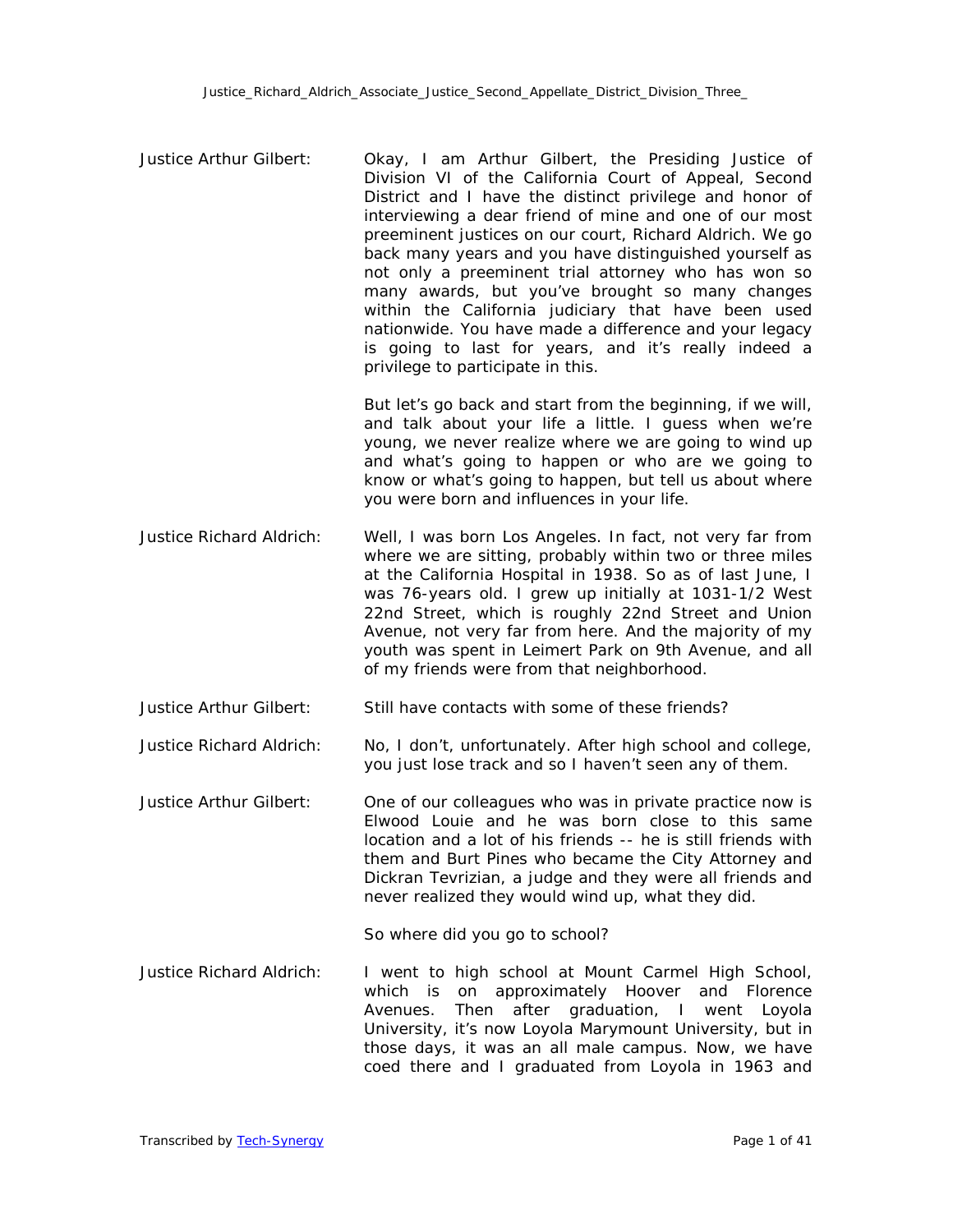Justice Arthur Gilbert: Okay, I am Arthur Gilbert, the Presiding Justice of Division VI of the California Court of Appeal, Second District and I have the distinct privilege and honor of interviewing a dear friend of mine and one of our most preeminent justices on our court, Richard Aldrich. We go back many years and you have distinguished yourself as not only a preeminent trial attorney who has won so many awards, but you've brought so many changes within the California judiciary that have been used nationwide. You have made a difference and your legacy is going to last for years, and it's really indeed a privilege to participate in this.

But let's go back and start from the beginning, if we will, and talk about your life a little. I guess when we're young, we never realize where we are going to wind up and what's going to happen or who are we going to know or what's going to happen, but tell us about where you were born and influences in your life.

Justice Richard Aldrich: Well, I was born Los Angeles. In fact, not very far from where we are sitting, probably within two or three miles at the California Hospital in 1938. So as of last June, I was 76-years old. I grew up initially at 1031-1/2 West 22nd Street, which is roughly 22nd Street and Union Avenue, not very far from here. And the majority of my youth was spent in Leimert Park on 9th Avenue, and all of my friends were from that neighborhood.

Justice Arthur Gilbert: Still have contacts with some of these friends?

Justice Richard Aldrich: No, I don't, unfortunately. After high school and college, you just lose track and so I haven't seen any of them.

Justice Arthur Gilbert: One of our colleagues who was in private practice now is Elwood Louie and he was born close to this same location and a lot of his friends -- he is still friends with them and Burt Pines who became the City Attorney and Dickran Tevrizian, a judge and they were all friends and never realized they would wind up, what they did.

So where did you go to school?

Justice Richard Aldrich: I went to high school at Mount Carmel High School, which is on approximately Hoover and Florence Avenues. Then after graduation, I went Loyola University, it's now Loyola Marymount University, but in those days, it was an all male campus. Now, we have coed there and I graduated from Loyola in 1963 and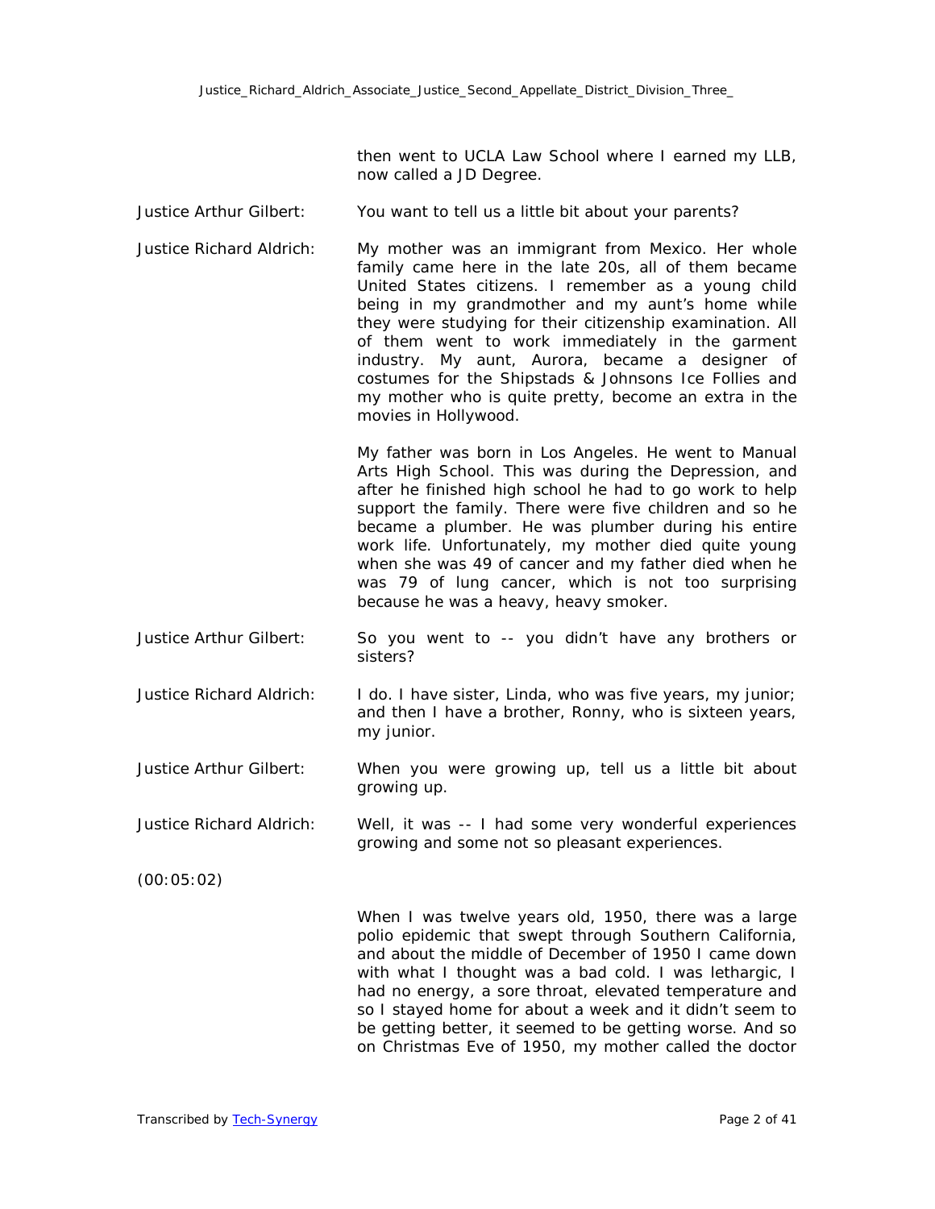then went to UCLA Law School where I earned my LLB, now called a JD Degree.

**Justice Arthur Gilbert:** You want to tell us a little bit about your parents?

**Justice Richard Aldrich:** My mother was an immigrant from Mexico. Her whole family came here in the late 20s, all of them became United States citizens. I remember as a young child being in my grandmother and my aunt's home while they were studying for their citizenship examination. All of them went to work immediately in the garment industry. My aunt, Aurora, became a designer of costumes for the Shipstads & Johnsons Ice Follies and my mother who is quite pretty, become an extra in the movies in Hollywood.

My father was born in Los Angeles. He went to Manual Arts High School. This was during the Depression, and after he finished high school he had to go work to help support the family. There were five children and so he became a plumber. He was plumber during his entire work life. Unfortunately, my mother died quite young when she was 49 of cancer and my father died when he was 79 of lung cancer, which is not too surprising because he was a heavy, heavy smoker.

**Justice Arthur Gilbert:** So you went to -- you didn't have any brothers or sisters?

**Justice Richard Aldrich:** I do. I have sister, Linda, who was five years, my junior; and then I have a brother, Ronny, who is sixteen years, my junior.

**Justice Arthur Gilbert:** When you were growing up, tell us a little bit about growing up.

**Justice Richard Aldrich:** Well, it was -- I had some very wonderful experiences growing and some not so pleasant experiences.

(00:05:02)

When I was twelve years old, 1950, there was a large polio epidemic that swept through Southern California, and about the middle of December of 1950 I came down with what I thought was a bad cold. I was lethargic, I had no energy, a sore throat, elevated temperature and so I stayed home for about a week and it didn't seem to be getting better, it seemed to be getting worse. And so on Christmas Eve of 1950, my mother called the doctor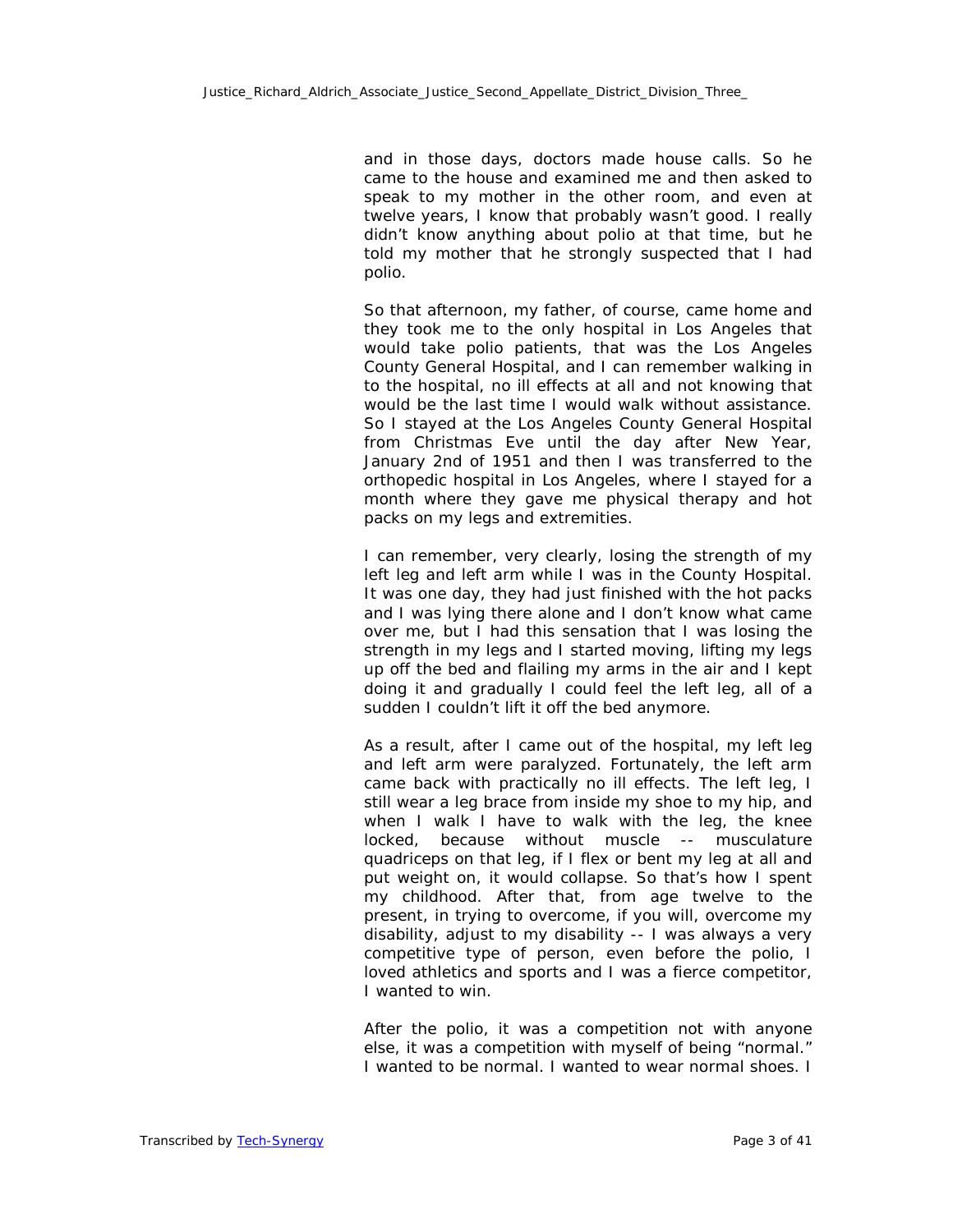and in those days, doctors made house calls. So he came to the house and examined me and then asked to speak to my mother in the other room, and even at twelve years, I know that probably wasn't good. I really didn't know anything about polio at that time, but he told my mother that he strongly suspected that I had polio.

So that afternoon, my father, of course, came home and they took me to the only hospital in Los Angeles that would take polio patients, that was the Los Angeles County General Hospital, and I can remember walking in to the hospital, no ill effects at all and not knowing that would be the last time I would walk without assistance. So I stayed at the Los Angeles County General Hospital from Christmas Eve until the day after New Year, January 2nd of 1951 and then I was transferred to the orthopedic hospital in Los Angeles, where I stayed for a month where they gave me physical therapy and hot packs on my legs and extremities.

I can remember, very clearly, losing the strength of my left leg and left arm while I was in the County Hospital. It was one day, they had just finished with the hot packs and I was lying there alone and I don't know what came over me, but I had this sensation that I was losing the strength in my legs and I started moving, lifting my legs up off the bed and flailing my arms in the air and I kept doing it and gradually I could feel the left leg, all of a sudden I couldn't lift it off the bed anymore.

As a result, after I came out of the hospital, my left leg and left arm were paralyzed. Fortunately, the left arm came back with practically no ill effects. The left leg, I still wear a leg brace from inside my shoe to my hip, and when I walk I have to walk with the leg, the knee locked, because without muscle -- musculature quadriceps on that leg, if I flex or bent my leg at all and put weight on, it would collapse. So that's how I spent my childhood. After that, from age twelve to the present, in trying to overcome, if you will, overcome my disability, adjust to my disability -- I was always a very competitive type of person, even before the polio, I loved athletics and sports and I was a fierce competitor, I wanted to win.

After the polio, it was a competition not with anyone else, it was a competition with myself of being "normal." I wanted to be normal. I wanted to wear normal shoes. I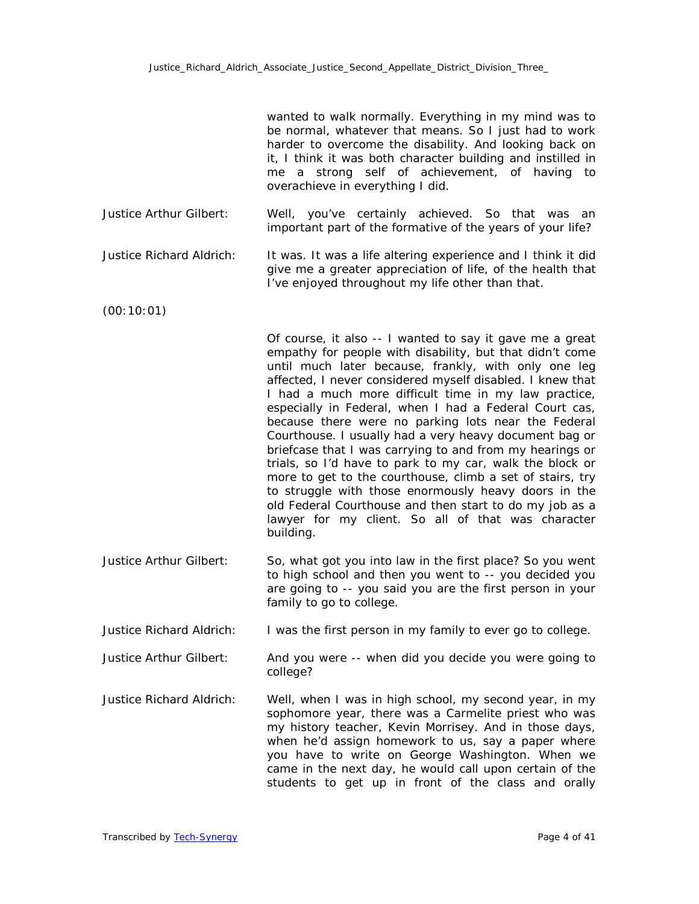wanted to walk normally. Everything in my mind was to be normal, whatever that means. So I just had to work harder to overcome the disability. And looking back on it, I think it was both character building and instilled in me a strong self of achievement, of having to overachieve in everything I did.

Justice Arthur Gilbert: Well, you've certainly achieved. So that was an important part of the formative of the years of your life?

Justice Richard Aldrich: It was. It was a life altering experience and I think it did give me a greater appreciation of life, of the health that I've enjoyed throughout my life other than that.

(00:10:01)

Of course, it also -- I wanted to say it gave me a great empathy for people with disability, but that didn't come until much later because, frankly, with only one leg affected, I never considered myself disabled. I knew that I had a much more difficult time in my law practice, especially in Federal, when I had a Federal Court cas, because there were no parking lots near the Federal Courthouse. I usually had a very heavy document bag or briefcase that I was carrying to and from my hearings or trials, so I'd have to park to my car, walk the block or more to get to the courthouse, climb a set of stairs, try to struggle with those enormously heavy doors in the old Federal Courthouse and then start to do my job as a lawyer for my client. So all of that was character building.

Justice Arthur Gilbert: So, what got you into law in the first place? So you went to high school and then you went to -- you decided you are going to -- you said you are the first person in your family to go to college.

Justice Richard Aldrich: I was the first person in my family to ever go to college.

Justice Arthur Gilbert: And you were -- when did you decide you were going to college?

Justice Richard Aldrich: Well, when I was in high school, my second year, in my sophomore year, there was a Carmelite priest who was my history teacher, Kevin Morrisey. And in those days, when he'd assign homework to us, say a paper where you have to write on George Washington. When we came in the next day, he would call upon certain of the students to get up in front of the class and orally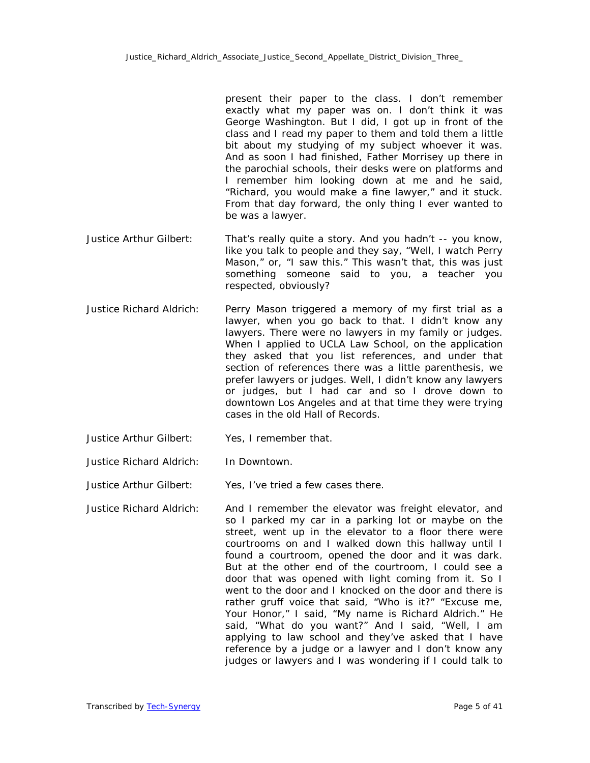present their paper to the class. I don't remember exactly what my paper was on. I don't think it was George Washington. But I did, I got up in front of the class and I read my paper to them and told them a little bit about my studying of my subject whoever it was. And as soon I had finished, Father Morrisey up there in the parochial schools, their desks were on platforms and I remember him looking down at me and he said, "Richard, you would make a fine lawyer," and it stuck. From that day forward, the only thing I ever wanted to be was a lawyer.

Justice Arthur Gilbert: That's really quite a story. And you hadn't -- you know, like you talk to people and they say, "Well, I watch Perry Mason," or, "I saw this." This wasn't that, this was just something someone said to you, a teacher you respected, obviously?

Justice Richard Aldrich: Perry Mason triggered a memory of my first trial as a lawyer, when you go back to that. I didn't know any lawyers. There were no lawyers in my family or judges. When I applied to UCLA Law School, on the application they asked that you list references, and under that section of references there was a little parenthesis, we prefer lawyers or judges. Well, I didn't know any lawyers or judges, but I had car and so I drove down to downtown Los Angeles and at that time they were trying cases in the old Hall of Records.

Justice Arthur Gilbert: Yes, I remember that.

Justice Richard Aldrich: In Downtown.

Justice Arthur Gilbert: Yes, I've tried a few cases there.

Justice Richard Aldrich: And I remember the elevator was freight elevator, and so I parked my car in a parking lot or maybe on the street, went up in the elevator to a floor there were courtrooms on and I walked down this hallway until I found a courtroom, opened the door and it was dark. But at the other end of the courtroom, I could see a door that was opened with light coming from it. So I went to the door and I knocked on the door and there is rather gruff voice that said, "Who is it?" "Excuse me, Your Honor," I said, "My name is Richard Aldrich." He said, "What do you want?" And I said, "Well, I am applying to law school and they've asked that I have reference by a judge or a lawyer and I don't know any judges or lawyers and I was wondering if I could talk to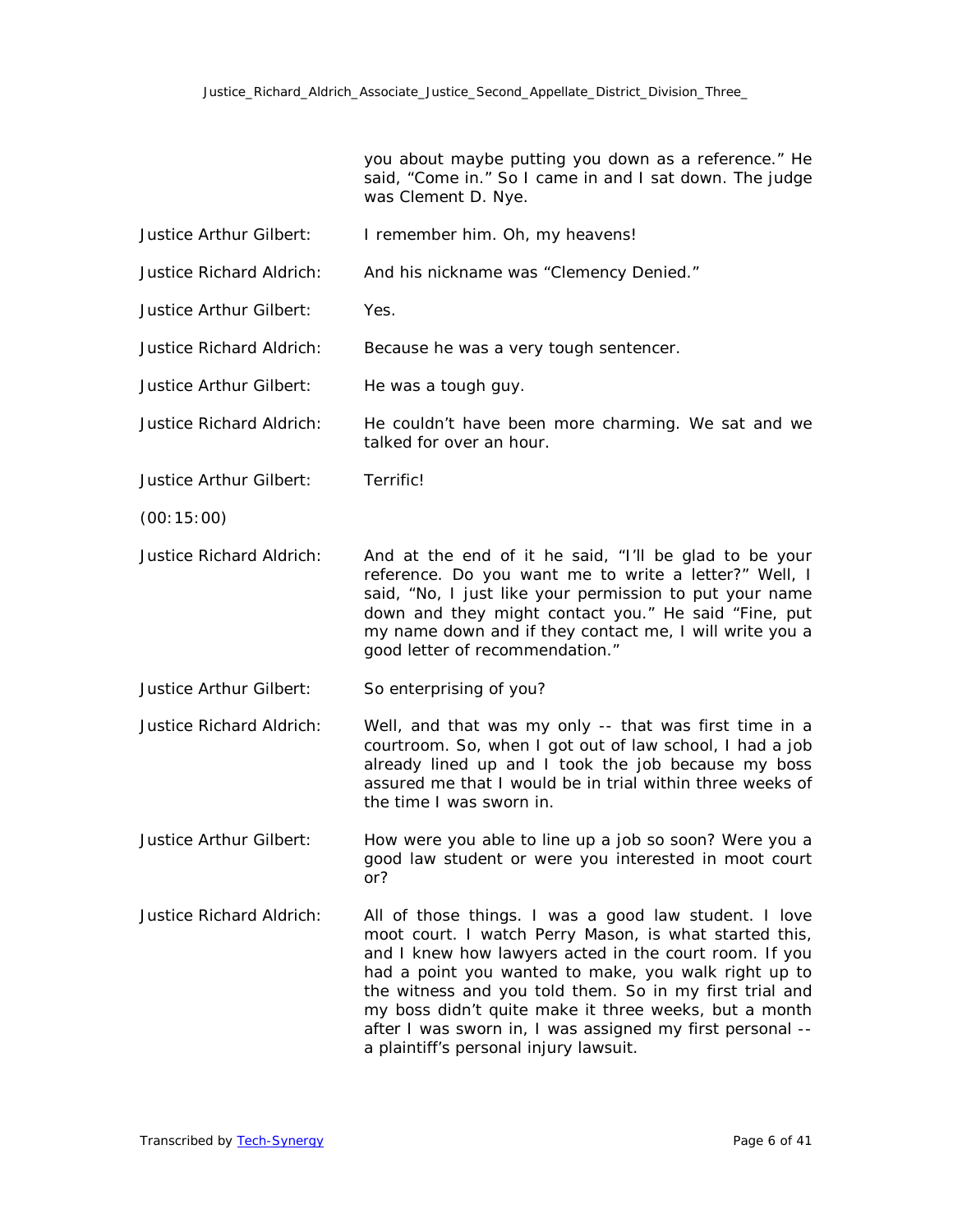you about maybe putting you down as a reference." He said, "Come in." So I came in and I sat down. The judge was Clement D. Nye.

Justice Arthur Gilbert: I remember him. Oh, my heavens!

Justice Richard Aldrich: And his nickname was "Clemency Denied."

Justice Arthur Gilbert: Yes.

Justice Richard Aldrich: Because he was a very tough sentencer.

Justice Arthur Gilbert: He was a tough guy.

Justice Richard Aldrich: He couldn't have been more charming. We sat and we talked for over an hour.

Justice Arthur Gilbert: Terrific!

(00:15:00)

Justice Richard Aldrich: And at the end of it he said, "I'll be glad to be your reference. Do you want me to write a letter?" Well, I said, "No, I just like your permission to put your name down and they might contact you." He said "Fine, put my name down and if they contact me, I will write you a good letter of recommendation."

Justice Arthur Gilbert: So enterprising of you?

Justice Richard Aldrich: Well, and that was my only -- that was first time in a courtroom. So, when I got out of law school, I had a job already lined up and I took the job because my boss assured me that I would be in trial within three weeks of the time I was sworn in.

Justice Arthur Gilbert: How were you able to line up a job so soon? Were you a good law student or were you interested in moot court or?

Justice Richard Aldrich: All of those things. I was a good law student. I love moot court. I watch Perry Mason, is what started this, and I knew how lawyers acted in the court room. If you had a point you wanted to make, you walk right up to the witness and you told them. So in my first trial and my boss didn't quite make it three weeks, but a month after I was sworn in, I was assigned my first personal -- a plaintiff's personal injury lawsuit.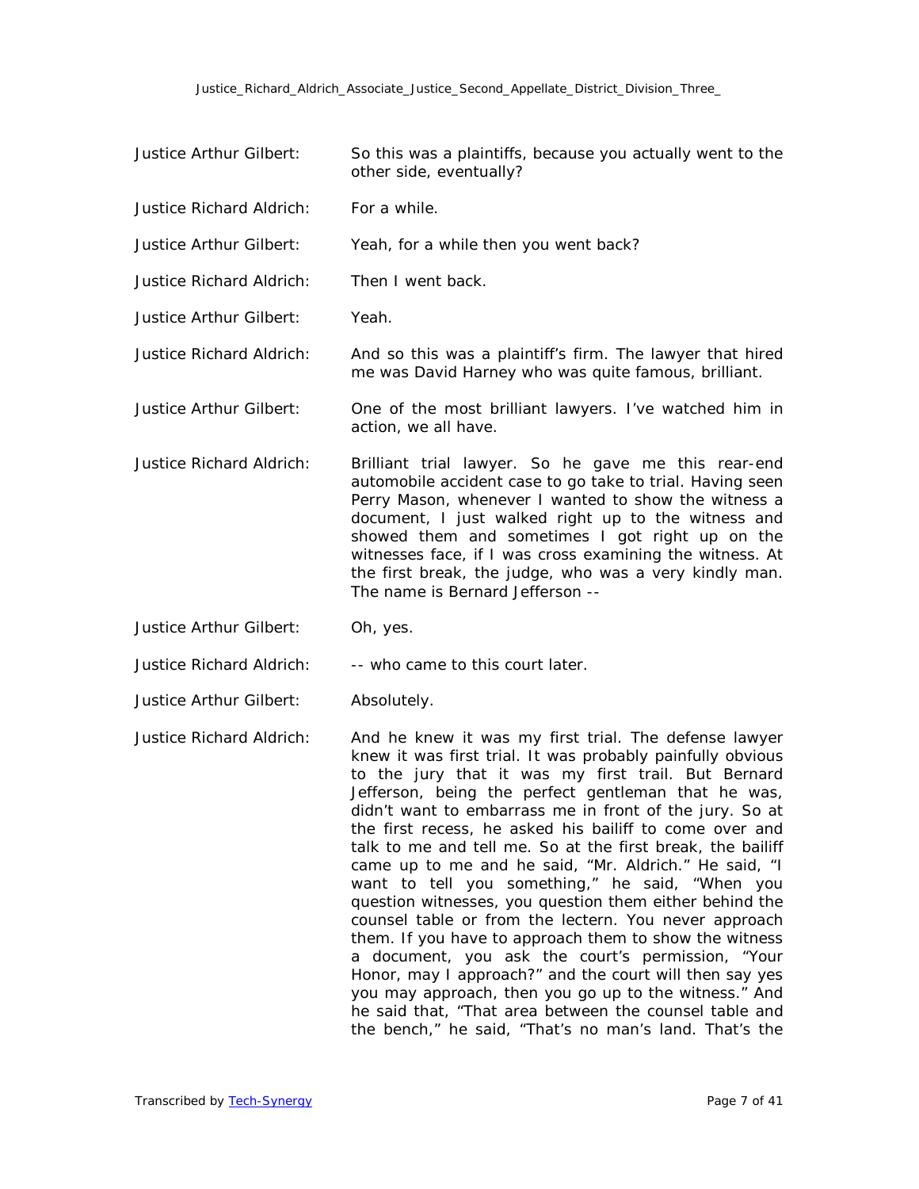Justice Arthur Gilbert: So this was a plaintiffs, because you actually went to the other side, eventually?

Justice Richard Aldrich: For a while.

Justice Arthur Gilbert: Yeah, for a while then you went back?

Justice Richard Aldrich: Then I went back.

Justice Arthur Gilbert: Yeah.

Justice Richard Aldrich: And so this was a plaintiff's firm. The lawyer that hired me was David Harney who was quite famous, brilliant.

Justice Arthur Gilbert: One of the most brilliant lawyers. I've watched him in action, we all have.

Justice Richard Aldrich: Brilliant trial lawyer. So he gave me this rear-end automobile accident case to go take to trial. Having seen Perry Mason, whenever I wanted to show the witness a document, I just walked right up to the witness and showed them and sometimes I got right up on the witnesses face, if I was cross examining the witness. At the first break, the judge, who was a very kindly man. The name is Bernard Jefferson --

Justice Arthur Gilbert: Oh, yes.

Justice Richard Aldrich: -- who came to this court later.

Justice Arthur Gilbert: Absolutely.

Justice Richard Aldrich: And he knew it was my first trial. The defense lawyer knew it was first trial. It was probably painfully obvious to the jury that it was my first trail. But Bernard Jefferson, being the perfect gentleman that he was, didn't want to embarrass me in front of the jury. So at the first recess, he asked his bailiff to come over and talk to me and tell me. So at the first break, the bailiff came up to me and he said, "Mr. Aldrich." He said, "I want to tell you something," he said, "When you question witnesses, you question them either behind the counsel table or from the lectern. You never approach them. If you have to approach them to show the witness a document, you ask the court's permission, "Your Honor, may I approach?" and the court will then say yes you may approach, then you go up to the witness." And he said that, "That area between the counsel table and the bench," he said, "That's no man's land. That's the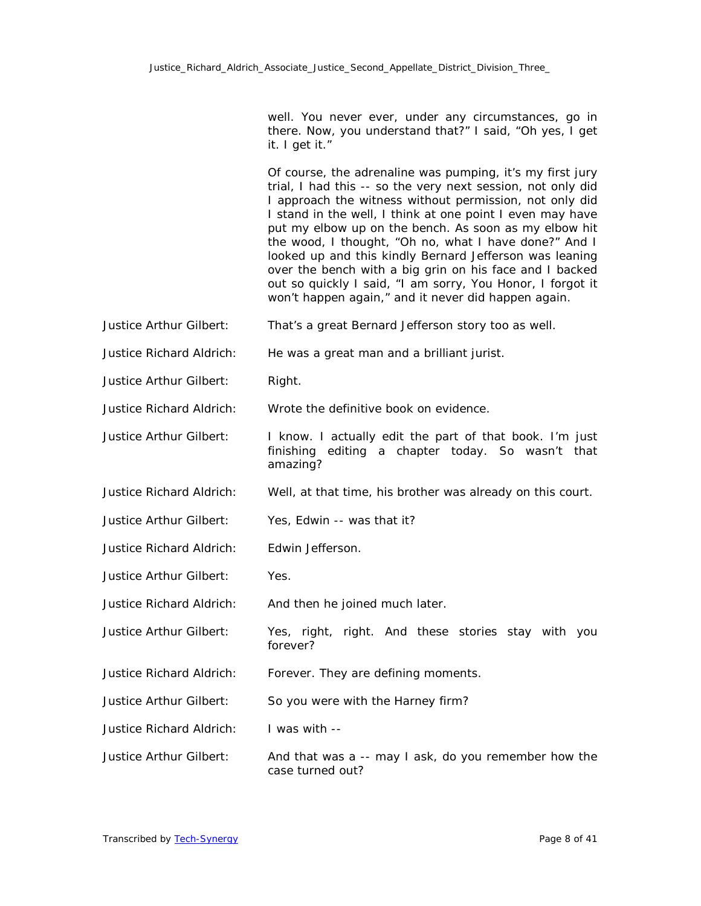well. You never ever, under any circumstances, go in there. Now, you understand that?" I said, "Oh yes, I get it. I get it."

Of course, the adrenaline was pumping, it's my first jury trial, I had this -- so the very next session, not only did I approach the witness without permission, not only did I stand in the well, I think at one point I even may have put my elbow up on the bench. As soon as my elbow hit the wood, I thought, "Oh no, what I have done?" And I looked up and this kindly Bernard Jefferson was leaning over the bench with a big grin on his face and I backed out so quickly I said, "I am sorry, You Honor, I forgot it won't happen again," and it never did happen again.

Justice Arthur Gilbert: That's a great Bernard Jefferson story too as well.

Justice Richard Aldrich: He was a great man and a brilliant jurist.

Justice Arthur Gilbert: Right.

Justice Richard Aldrich: Wrote the definitive book on evidence.

Justice Arthur Gilbert: I know. I actually edit the part of that book. I'm just finishing editing a chapter today. So wasn't that amazing?

Justice Richard Aldrich: Well, at that time, his brother was already on this court.

Justice Arthur Gilbert: Yes, Edwin -- was that it?

Justice Richard Aldrich: Edwin Jefferson.

Justice Arthur Gilbert: Yes.

Justice Richard Aldrich: And then he joined much later.

Justice Arthur Gilbert: Yes, right, right. And these stories stay with you forever?

Justice Richard Aldrich: Forever. They are defining moments.

Justice Arthur Gilbert: So you were with the Harney firm?

Justice Richard Aldrich: I was with --

Justice Arthur Gilbert: And that was a -- may I ask, do you remember how the case turned out?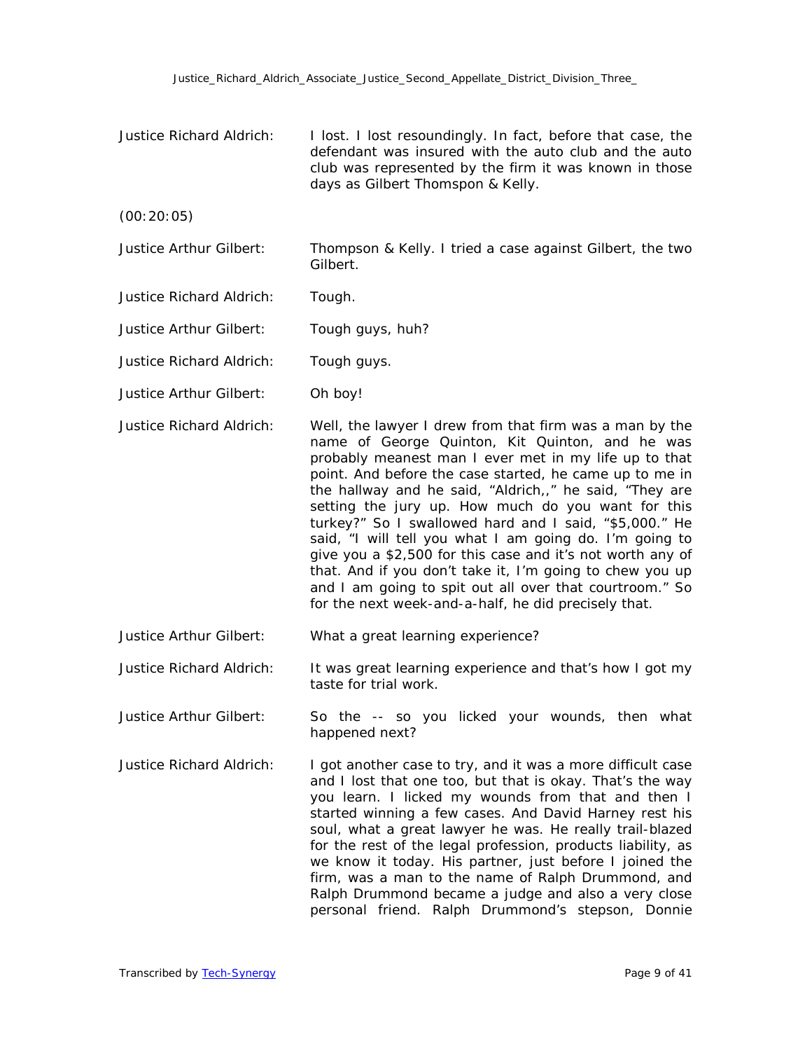Justice Richard Aldrich: I lost. I lost resoundingly. In fact, before that case, the defendant was insured with the auto club and the auto club was represented by the firm it was known in those days as Gilbert Thomspon & Kelly.

(00:20:05)

Justice Arthur Gilbert: Thompson & Kelly. I tried a case against Gilbert, the two Gilbert.

Justice Richard Aldrich: Tough.

Justice Arthur Gilbert: Tough guys, huh?

Justice Richard Aldrich: Tough guys.

Justice Arthur Gilbert: Oh boy!

Justice Richard Aldrich: Well, the lawyer I drew from that firm was a man by the name of George Quinton, Kit Quinton, and he was probably meanest man I ever met in my life up to that point. And before the case started, he came up to me in the hallway and he said, "Aldrich,," he said, "They are setting the jury up. How much do you want for this turkey?" So I swallowed hard and I said, "$5,000." He said, "I will tell you what I am going do. I'm going to give you a $2,500 for this case and it's not worth any of that. And if you don't take it, I'm going to chew you up and I am going to spit out all over that courtroom." So for the next week-and-a-half, he did precisely that.

Justice Arthur Gilbert: What a great learning experience?

Justice Richard Aldrich: It was great learning experience and that's how I got my taste for trial work.

Justice Arthur Gilbert: So the -- so you licked your wounds, then what happened next?

Justice Richard Aldrich: I got another case to try, and it was a more difficult case and I lost that one too, but that is okay. That's the way you learn. I licked my wounds from that and then I started winning a few cases. And David Harney rest his soul, what a great lawyer he was. He really trail-blazed for the rest of the legal profession, products liability, as we know it today. His partner, just before I joined the firm, was a man to the name of Ralph Drummond, and Ralph Drummond became a judge and also a very close personal friend. Ralph Drummond's stepson, Donnie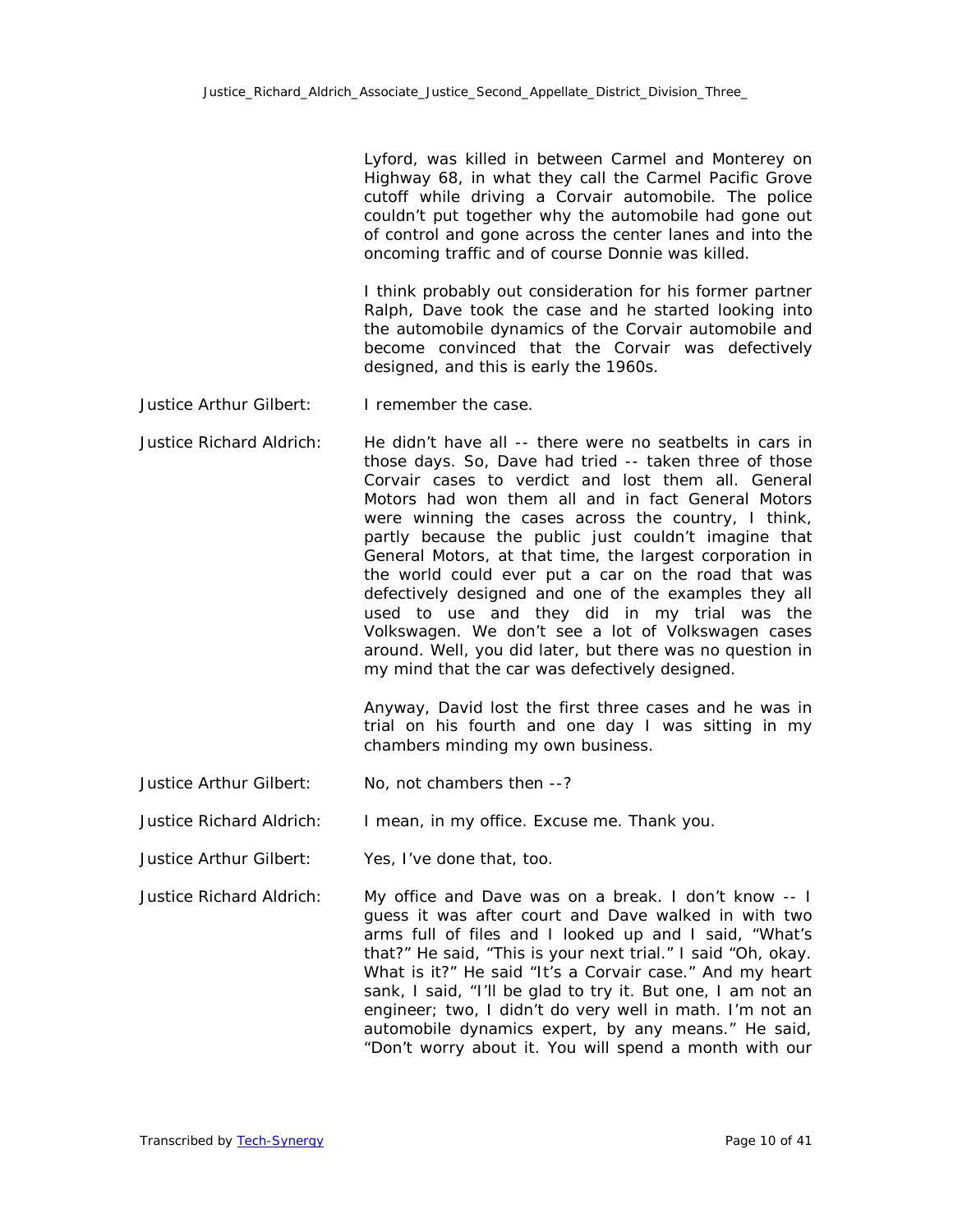Lyford, was killed in between Carmel and Monterey on Highway 68, in what they call the Carmel Pacific Grove cutoff while driving a Corvair automobile. The police couldn't put together why the automobile had gone out of control and gone across the center lanes and into the oncoming traffic and of course Donnie was killed.

I think probably out consideration for his former partner Ralph, Dave took the case and he started looking into the automobile dynamics of the Corvair automobile and become convinced that the Corvair was defectively designed, and this is early the 1960s.

Justice Arthur Gilbert: I remember the case.

Justice Richard Aldrich: He didn't have all -- there were no seatbelts in cars in those days. So, Dave had tried -- taken three of those Corvair cases to verdict and lost them all. General Motors had won them all and in fact General Motors were winning the cases across the country, I think, partly because the public just couldn't imagine that General Motors, at that time, the largest corporation in the world could ever put a car on the road that was defectively designed and one of the examples they all used to use and they did in my trial was the Volkswagen. We don't see a lot of Volkswagen cases around. Well, you did later, but there was no question in my mind that the car was defectively designed.

Anyway, David lost the first three cases and he was in trial on his fourth and one day I was sitting in my chambers minding my own business.

Justice Arthur Gilbert: No, not chambers then --?

Justice Richard Aldrich: I mean, in my office. Excuse me. Thank you.

Justice Arthur Gilbert: Yes, I've done that, too.

Justice Richard Aldrich: My office and Dave was on a break. I don't know -- I guess it was after court and Dave walked in with two arms full of files and I looked up and I said, "What's that?" He said, "This is your next trial." I said "Oh, okay. What is it?" He said "It's a Corvair case." And my heart sank, I said, "I'll be glad to try it. But one, I am not an engineer; two, I didn't do very well in math. I'm not an automobile dynamics expert, by any means." He said, "Don't worry about it. You will spend a month with our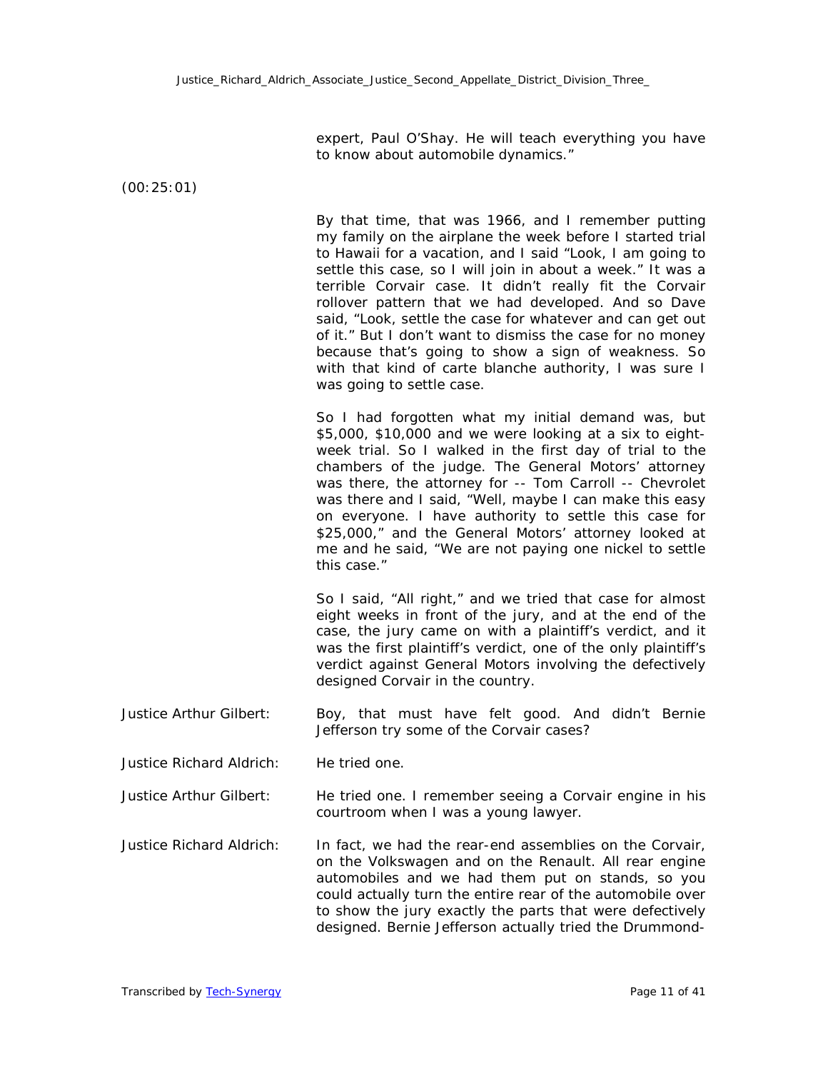expert, Paul O'Shay. He will teach everything you have to know about automobile dynamics."

(00:25:01)

By that time, that was 1966, and I remember putting my family on the airplane the week before I started trial to Hawaii for a vacation, and I said "Look, I am going to settle this case, so I will join in about a week." It was a terrible Corvair case. It didn't really fit the Corvair rollover pattern that we had developed. And so Dave said, "Look, settle the case for whatever and can get out of it." But I don't want to dismiss the case for no money because that's going to show a sign of weakness. So with that kind of carte blanche authority, I was sure I was going to settle case.

So I had forgotten what my initial demand was, but $5,000, $10,000 and we were looking at a six to eight-week trial. So I walked in the first day of trial to the chambers of the judge. The General Motors' attorney was there, the attorney for -- Tom Carroll -- Chevrolet was there and I said, "Well, maybe I can make this easy on everyone. I have authority to settle this case for $25,000," and the General Motors' attorney looked at me and he said, "We are not paying one nickel to settle this case."

So I said, "All right," and we tried that case for almost eight weeks in front of the jury, and at the end of the case, the jury came on with a plaintiff's verdict, and it was the first plaintiff's verdict, one of the only plaintiff's verdict against General Motors involving the defectively designed Corvair in the country.

Justice Arthur Gilbert: Boy, that must have felt good. And didn't Bernie Jefferson try some of the Corvair cases?

Justice Richard Aldrich: He tried one.

Justice Arthur Gilbert: He tried one. I remember seeing a Corvair engine in his courtroom when I was a young lawyer.

Justice Richard Aldrich: In fact, we had the rear-end assemblies on the Corvair, on the Volkswagen and on the Renault. All rear engine automobiles and we had them put on stands, so you could actually turn the entire rear of the automobile over to show the jury exactly the parts that were defectively designed. Bernie Jefferson actually tried the Drummond-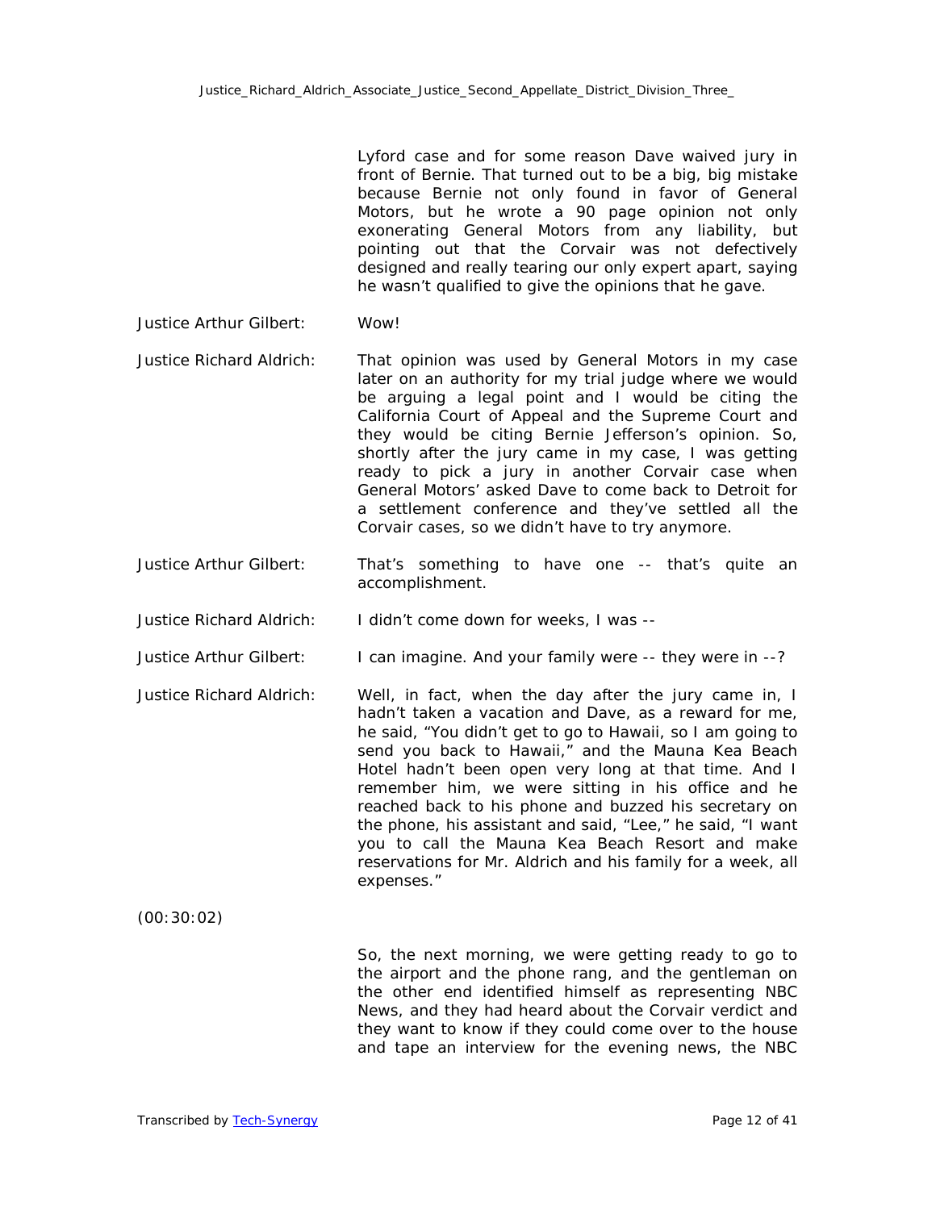Lyford case and for some reason Dave waived jury in front of Bernie. That turned out to be a big, big mistake because Bernie not only found in favor of General Motors, but he wrote a 90 page opinion not only exonerating General Motors from any liability, but pointing out that the Corvair was not defectively designed and really tearing our only expert apart, saying he wasn't qualified to give the opinions that he gave.

Justice Arthur Gilbert: Wow!

Justice Richard Aldrich: That opinion was used by General Motors in my case later on an authority for my trial judge where we would be arguing a legal point and I would be citing the California Court of Appeal and the Supreme Court and they would be citing Bernie Jefferson's opinion. So, shortly after the jury came in my case, I was getting ready to pick a jury in another Corvair case when General Motors' asked Dave to come back to Detroit for a settlement conference and they've settled all the Corvair cases, so we didn't have to try anymore.

Justice Arthur Gilbert: That's something to have one -- that's quite an accomplishment.

Justice Richard Aldrich: I didn't come down for weeks, I was --

Justice Arthur Gilbert: I can imagine. And your family were -- they were in --?

Justice Richard Aldrich: Well, in fact, when the day after the jury came in, I hadn't taken a vacation and Dave, as a reward for me, he said, "You didn't get to go to Hawaii, so I am going to send you back to Hawaii," and the Mauna Kea Beach Hotel hadn't been open very long at that time. And I remember him, we were sitting in his office and he reached back to his phone and buzzed his secretary on the phone, his assistant and said, "Lee," he said, "I want you to call the Mauna Kea Beach Resort and make reservations for Mr. Aldrich and his family for a week, all expenses."

(00:30:02)

So, the next morning, we were getting ready to go to the airport and the phone rang, and the gentleman on the other end identified himself as representing NBC News, and they had heard about the Corvair verdict and they want to know if they could come over to the house and tape an interview for the evening news, the NBC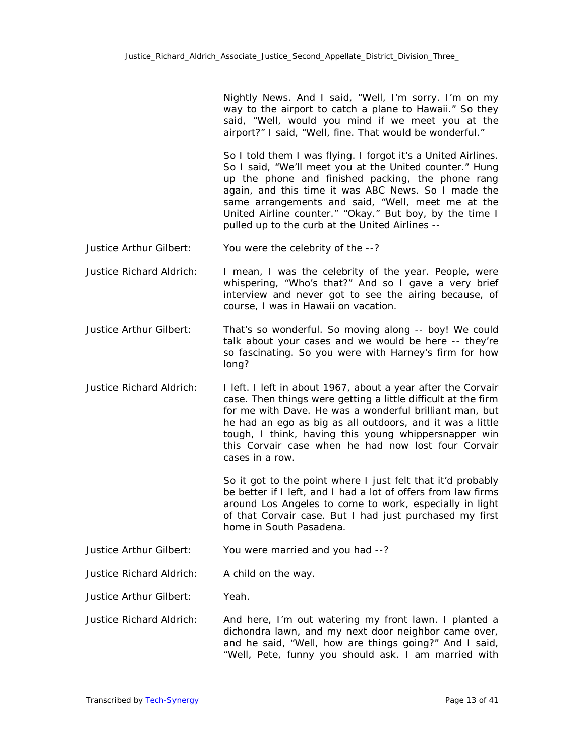Nightly News. And I said, "Well, I'm sorry. I'm on my way to the airport to catch a plane to Hawaii." So they said, "Well, would you mind if we meet you at the airport?" I said, "Well, fine. That would be wonderful."

So I told them I was flying. I forgot it's a United Airlines. So I said, "We'll meet you at the United counter." Hung up the phone and finished packing, the phone rang again, and this time it was ABC News. So I made the same arrangements and said, "Well, meet me at the United Airline counter." "Okay." But boy, by the time I pulled up to the curb at the United Airlines --

Justice Arthur Gilbert: You were the celebrity of the --?

Justice Richard Aldrich: I mean, I was the celebrity of the year. People, were whispering, "Who's that?" And so I gave a very brief interview and never got to see the airing because, of course, I was in Hawaii on vacation.

Justice Arthur Gilbert: That's so wonderful. So moving along -- boy! We could talk about your cases and we would be here -- they're so fascinating. So you were with Harney's firm for how long?

Justice Richard Aldrich: I left. I left in about 1967, about a year after the Corvair case. Then things were getting a little difficult at the firm for me with Dave. He was a wonderful brilliant man, but he had an ego as big as all outdoors, and it was a little tough, I think, having this young whippersnapper win this Corvair case when he had now lost four Corvair cases in a row.

So it got to the point where I just felt that it'd probably be better if I left, and I had a lot of offers from law firms around Los Angeles to come to work, especially in light of that Corvair case. But I had just purchased my first home in South Pasadena.

Justice Arthur Gilbert: You were married and you had --?

Justice Richard Aldrich: A child on the way.

Justice Arthur Gilbert: Yeah.

Justice Richard Aldrich: And here, I'm out watering my front lawn. I planted a dichondra lawn, and my next door neighbor came over, and he said, "Well, how are things going?" And I said, "Well, Pete, funny you should ask. I am married with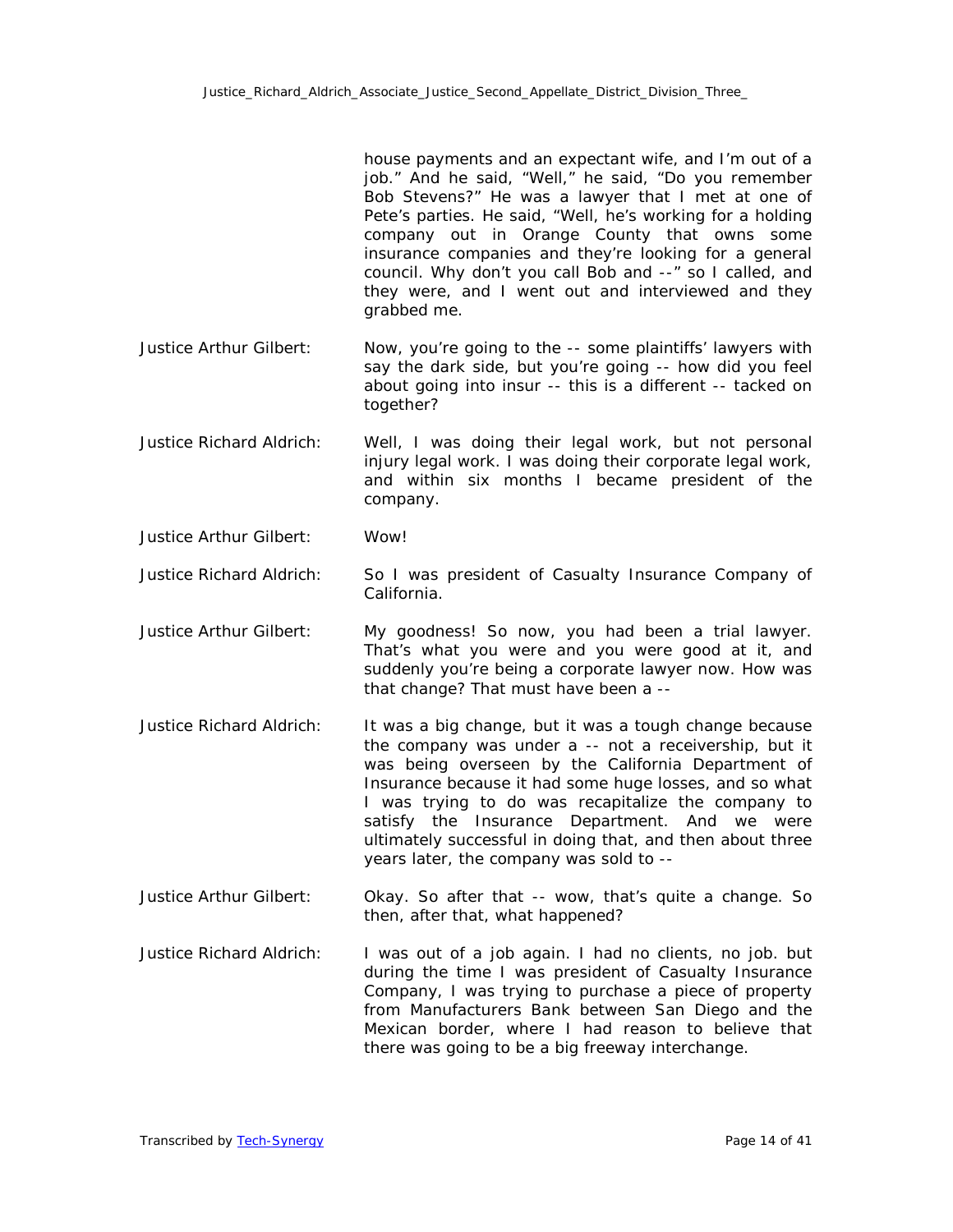house payments and an expectant wife, and I'm out of a job." And he said, "Well," he said, "Do you remember Bob Stevens?" He was a lawyer that I met at one of Pete's parties. He said, "Well, he's working for a holding company out in Orange County that owns some insurance companies and they're looking for a general council. Why don't you call Bob and --" so I called, and they were, and I went out and interviewed and they grabbed me.

Justice Arthur Gilbert: Now, you're going to the -- some plaintiffs' lawyers with say the dark side, but you're going -- how did you feel about going into insur -- this is a different -- tacked on together?

Justice Richard Aldrich: Well, I was doing their legal work, but not personal injury legal work. I was doing their corporate legal work, and within six months I became president of the company.

Justice Arthur Gilbert: Wow!

Justice Richard Aldrich: So I was president of Casualty Insurance Company of California.

Justice Arthur Gilbert: My goodness! So now, you had been a trial lawyer. That's what you were and you were good at it, and suddenly you're being a corporate lawyer now. How was that change? That must have been a --

Justice Richard Aldrich: It was a big change, but it was a tough change because the company was under a -- not a receivership, but it was being overseen by the California Department of Insurance because it had some huge losses, and so what I was trying to do was recapitalize the company to satisfy the Insurance Department. And we were ultimately successful in doing that, and then about three years later, the company was sold to --

Justice Arthur Gilbert: Okay. So after that -- wow, that's quite a change. So then, after that, what happened?

Justice Richard Aldrich: I was out of a job again. I had no clients, no job. but during the time I was president of Casualty Insurance Company, I was trying to purchase a piece of property from Manufacturers Bank between San Diego and the Mexican border, where I had reason to believe that there was going to be a big freeway interchange.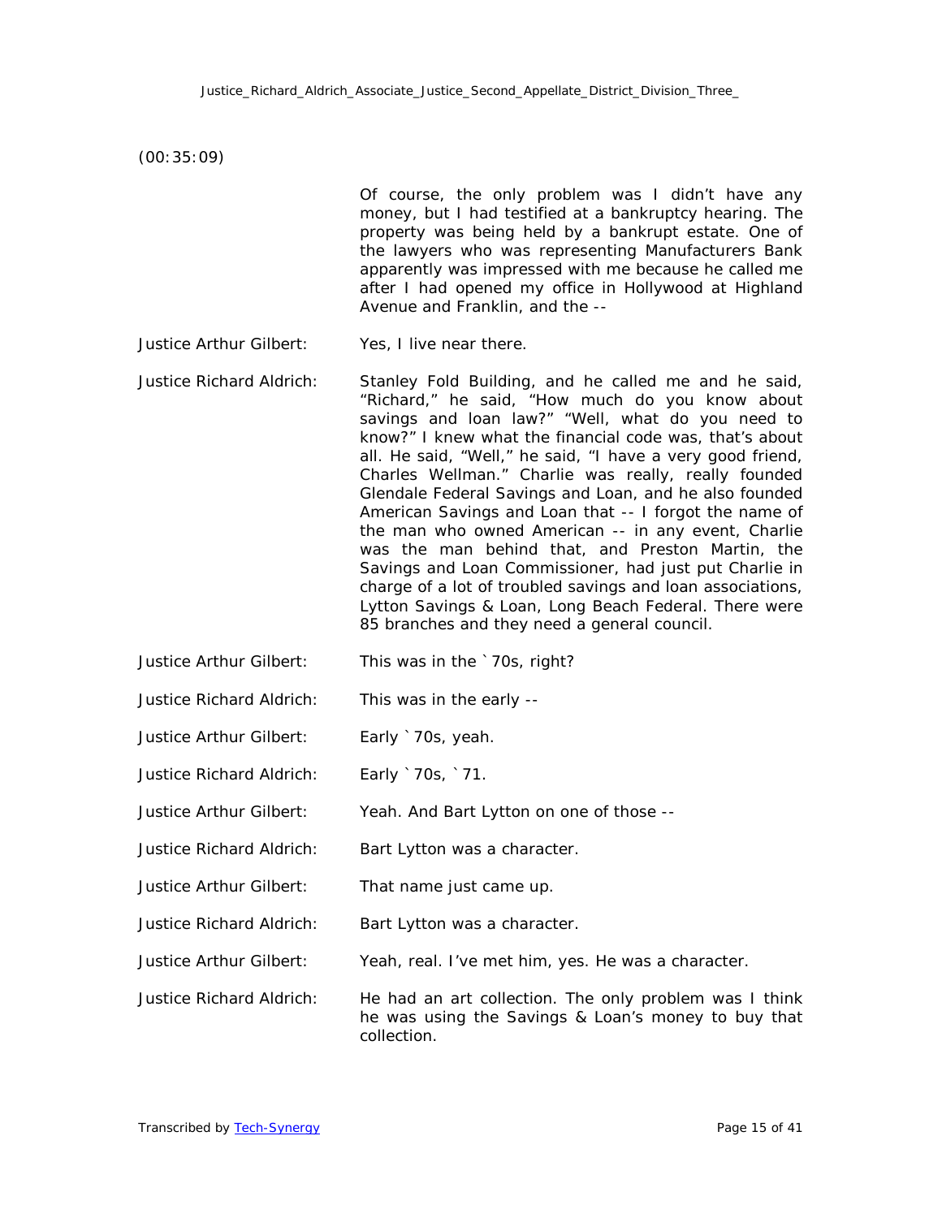(00:35:09)

Of course, the only problem was I didn't have any money, but I had testified at a bankruptcy hearing. The property was being held by a bankrupt estate. One of the lawyers who was representing Manufacturers Bank apparently was impressed with me because he called me after I had opened my office in Hollywood at Highland Avenue and Franklin, and the --

Justice Arthur Gilbert: Yes, I live near there.

Justice Richard Aldrich: Stanley Fold Building, and he called me and he said, "Richard," he said, "How much do you know about savings and loan law?" "Well, what do you need to know?" I knew what the financial code was, that's about all. He said, "Well," he said, "I have a very good friend, Charles Wellman." Charlie was really, really founded Glendale Federal Savings and Loan, and he also founded American Savings and Loan that -- I forgot the name of the man who owned American -- in any event, Charlie was the man behind that, and Preston Martin, the Savings and Loan Commissioner, had just put Charlie in charge of a lot of troubled savings and loan associations, Lytton Savings & Loan, Long Beach Federal. There were 85 branches and they need a general council.

Justice Arthur Gilbert: This was in the `70s, right?

Justice Richard Aldrich: This was in the early --

Justice Arthur Gilbert: Early `70s, yeah.

Justice Richard Aldrich: Early `70s, `71.

Justice Arthur Gilbert: Yeah. And Bart Lytton on one of those --

Justice Richard Aldrich: Bart Lytton was a character.

Justice Arthur Gilbert: That name just came up.

Justice Richard Aldrich: Bart Lytton was a character.

Justice Arthur Gilbert: Yeah, real. I've met him, yes. He was a character.

Justice Richard Aldrich: He had an art collection. The only problem was I think he was using the Savings & Loan's money to buy that collection.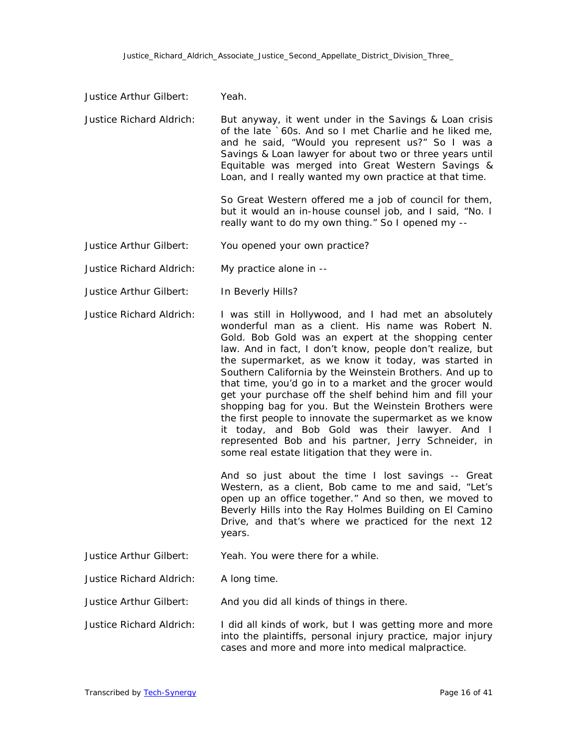Justice Arthur Gilbert: Yeah.

Justice Richard Aldrich: But anyway, it went under in the Savings & Loan crisis of the late `60s. And so I met Charlie and he liked me, and he said, "Would you represent us?" So I was a Savings & Loan lawyer for about two or three years until Equitable was merged into Great Western Savings & Loan, and I really wanted my own practice at that time.

So Great Western offered me a job of council for them, but it would an in-house counsel job, and I said, "No. I really want to do my own thing." So I opened my --

Justice Arthur Gilbert: You opened your own practice?

Justice Richard Aldrich: My practice alone in --

Justice Arthur Gilbert: In Beverly Hills?

Justice Richard Aldrich: I was still in Hollywood, and I had met an absolutely wonderful man as a client. His name was Robert N. Gold. Bob Gold was an expert at the shopping center law. And in fact, I don't know, people don't realize, but the supermarket, as we know it today, was started in Southern California by the Weinstein Brothers. And up to that time, you'd go in to a market and the grocer would get your purchase off the shelf behind him and fill your shopping bag for you. But the Weinstein Brothers were the first people to innovate the supermarket as we know it today, and Bob Gold was their lawyer. And I represented Bob and his partner, Jerry Schneider, in some real estate litigation that they were in.

And so just about the time I lost savings -- Great Western, as a client, Bob came to me and said, "Let's open up an office together." And so then, we moved to Beverly Hills into the Ray Holmes Building on El Camino Drive, and that's where we practiced for the next 12 years.

Justice Arthur Gilbert: Yeah. You were there for a while.

Justice Richard Aldrich: A long time.

Justice Arthur Gilbert: And you did all kinds of things in there.

Justice Richard Aldrich: I did all kinds of work, but I was getting more and more into the plaintiffs, personal injury practice, major injury cases and more and more into medical malpractice.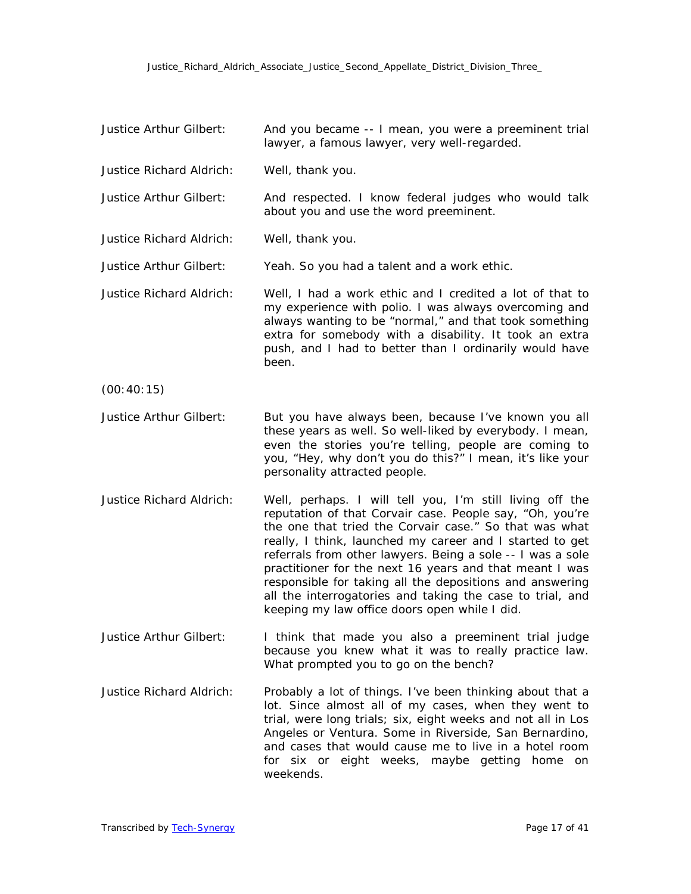Justice Arthur Gilbert: And you became -- I mean, you were a preeminent trial lawyer, a famous lawyer, very well-regarded.

Justice Richard Aldrich: Well, thank you.

Justice Arthur Gilbert: And respected. I know federal judges who would talk about you and use the word preeminent.

Justice Richard Aldrich: Well, thank you.

Justice Arthur Gilbert: Yeah. So you had a talent and a work ethic.

Justice Richard Aldrich: Well, I had a work ethic and I credited a lot of that to my experience with polio. I was always overcoming and always wanting to be "normal," and that took something extra for somebody with a disability. It took an extra push, and I had to better than I ordinarily would have been.

(00:40:15)

Justice Arthur Gilbert: But you have always been, because I've known you all these years as well. So well-liked by everybody. I mean, even the stories you're telling, people are coming to you, "Hey, why don't you do this?" I mean, it's like your personality attracted people.

Justice Richard Aldrich: Well, perhaps. I will tell you, I'm still living off the reputation of that Corvair case. People say, "Oh, you're the one that tried the Corvair case." So that was what really, I think, launched my career and I started to get referrals from other lawyers. Being a sole -- I was a sole practitioner for the next 16 years and that meant I was responsible for taking all the depositions and answering all the interrogatories and taking the case to trial, and keeping my law office doors open while I did.

Justice Arthur Gilbert: I think that made you also a preeminent trial judge because you knew what it was to really practice law. What prompted you to go on the bench?

Justice Richard Aldrich: Probably a lot of things. I've been thinking about that a lot. Since almost all of my cases, when they went to trial, were long trials; six, eight weeks and not all in Los Angeles or Ventura. Some in Riverside, San Bernardino, and cases that would cause me to live in a hotel room for six or eight weeks, maybe getting home on weekends.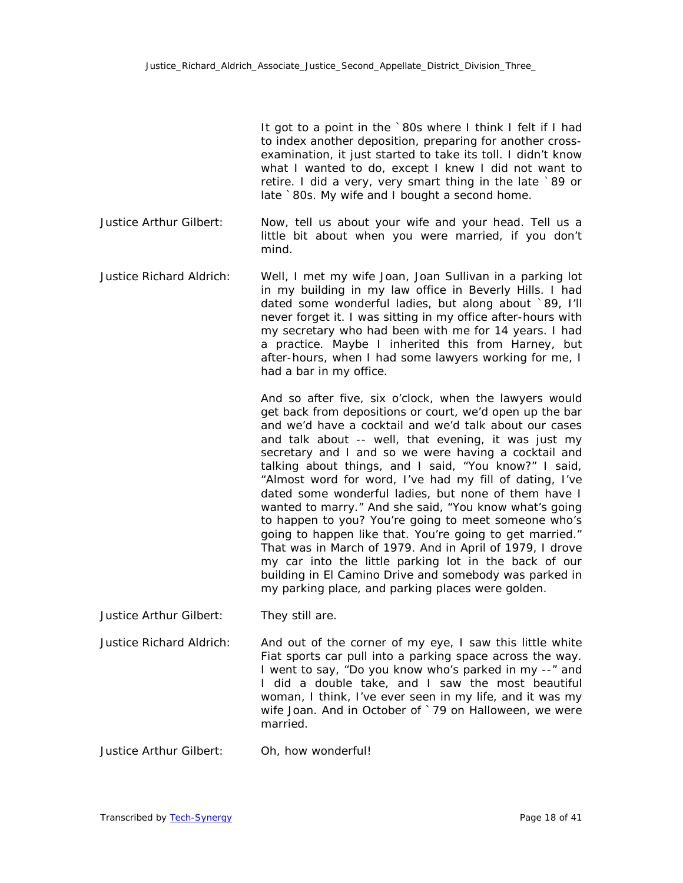It got to a point in the `80s where I think I felt if I had to index another deposition, preparing for another cross-examination, it just started to take its toll. I didn't know what I wanted to do, except I knew I did not want to retire. I did a very, very smart thing in the late `89 or late `80s. My wife and I bought a second home.

Justice Arthur Gilbert: Now, tell us about your wife and your head. Tell us a little bit about when you were married, if you don't mind.

Justice Richard Aldrich: Well, I met my wife Joan, Joan Sullivan in a parking lot in my building in my law office in Beverly Hills. I had dated some wonderful ladies, but along about `89, I'll never forget it. I was sitting in my office after-hours with my secretary who had been with me for 14 years. I had a practice. Maybe I inherited this from Harney, but after-hours, when I had some lawyers working for me, I had a bar in my office.

And so after five, six o'clock, when the lawyers would get back from depositions or court, we'd open up the bar and we'd have a cocktail and we'd talk about our cases and talk about -- well, that evening, it was just my secretary and I and so we were having a cocktail and talking about things, and I said, "You know?" I said, "Almost word for word, I've had my fill of dating, I've dated some wonderful ladies, but none of them have I wanted to marry." And she said, "You know what's going to happen to you? You're going to meet someone who's going to happen like that. You're going to get married." That was in March of 1979. And in April of 1979, I drove my car into the little parking lot in the back of our building in El Camino Drive and somebody was parked in my parking place, and parking places were golden.

Justice Arthur Gilbert: They still are.

Justice Richard Aldrich: And out of the corner of my eye, I saw this little white Fiat sports car pull into a parking space across the way. I went to say, "Do you know who's parked in my --" and I did a double take, and I saw the most beautiful woman, I think, I've ever seen in my life, and it was my wife Joan. And in October of `79 on Halloween, we were married.

Justice Arthur Gilbert: Oh, how wonderful!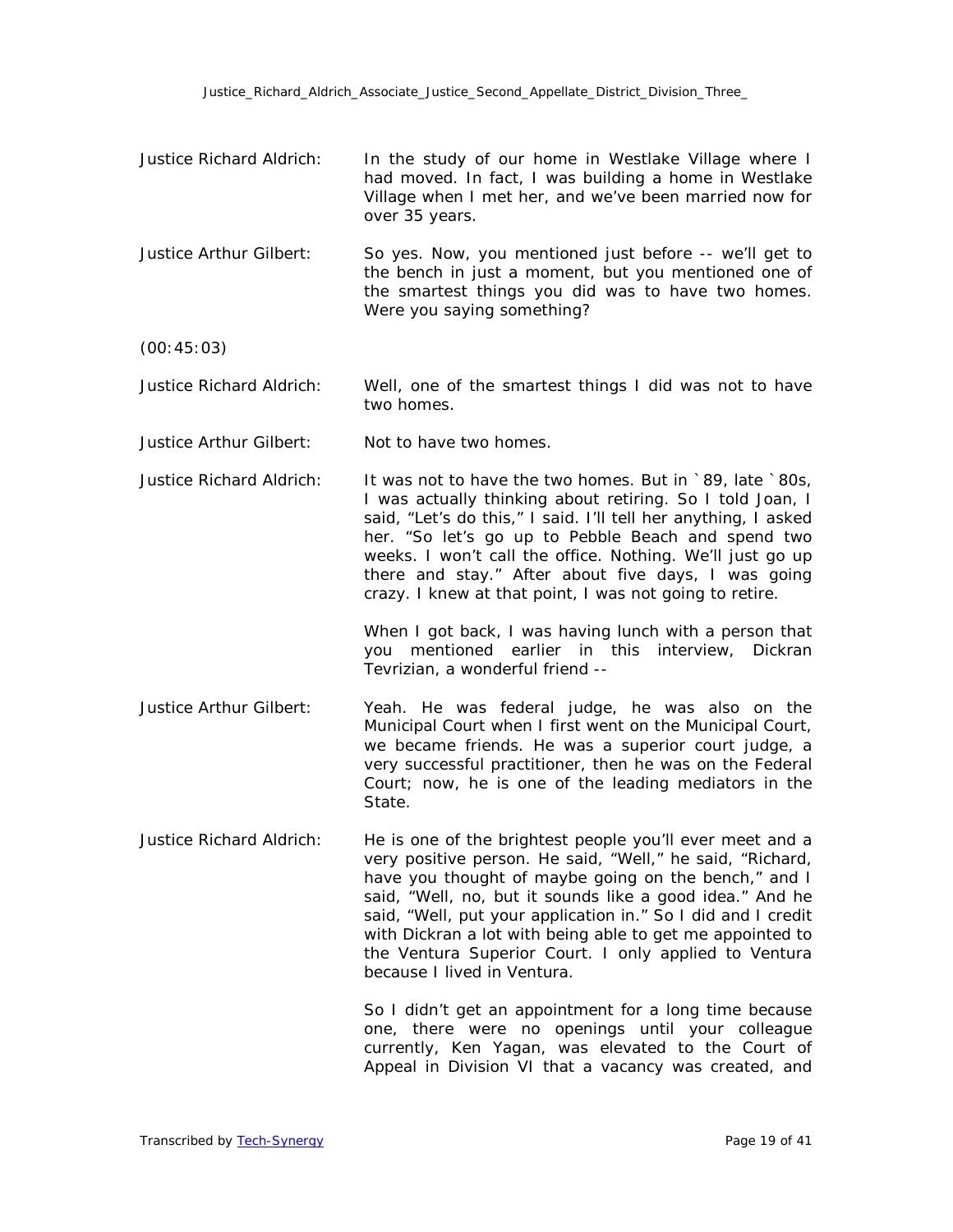**Justice Richard Aldrich:** In the study of our home in Westlake Village where I had moved. In fact, I was building a home in Westlake Village when I met her, and we've been married now for over 35 years.

**Justice Arthur Gilbert:** So yes. Now, you mentioned just before -- we'll get to the bench in just a moment, but you mentioned one of the smartest things you did was to have two homes. Were you saying something?

(00:45:03)

**Justice Richard Aldrich:** Well, one of the smartest things I did was not to have two homes.

**Justice Arthur Gilbert:** Not to have two homes.

**Justice Richard Aldrich:** It was not to have the two homes. But in `89, late `80s, I was actually thinking about retiring. So I told Joan, I said, "Let's do this," I said. I'll tell her anything, I asked her. "So let's go up to Pebble Beach and spend two weeks. I won't call the office. Nothing. We'll just go up there and stay." After about five days, I was going crazy. I knew at that point, I was not going to retire.

When I got back, I was having lunch with a person that you mentioned earlier in this interview, Dickran Tevrizian, a wonderful friend --

**Justice Arthur Gilbert:** Yeah. He was federal judge, he was also on the Municipal Court when I first went on the Municipal Court, we became friends. He was a superior court judge, a very successful practitioner, then he was on the Federal Court; now, he is one of the leading mediators in the State.

**Justice Richard Aldrich:** He is one of the brightest people you'll ever meet and a very positive person. He said, "Well," he said, "Richard, have you thought of maybe going on the bench," and I said, "Well, no, but it sounds like a good idea." And he said, "Well, put your application in." So I did and I credit with Dickran a lot with being able to get me appointed to the Ventura Superior Court. I only applied to Ventura because I lived in Ventura.

So I didn't get an appointment for a long time because one, there were no openings until your colleague currently, Ken Yagan, was elevated to the Court of Appeal in Division VI that a vacancy was created, and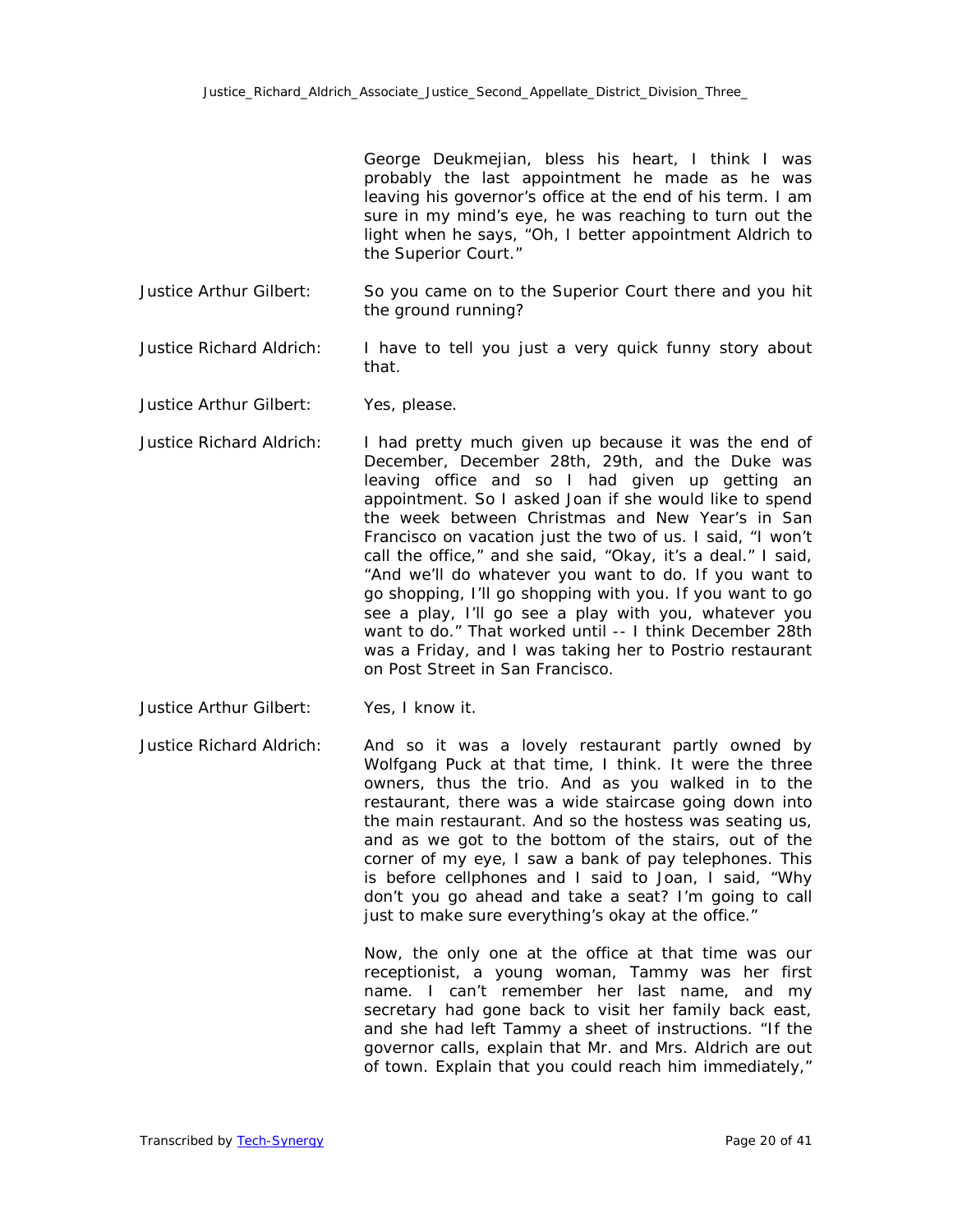George Deukmejian, bless his heart, I think I was probably the last appointment he made as he was leaving his governor's office at the end of his term. I am sure in my mind's eye, he was reaching to turn out the light when he says, "Oh, I better appointment Aldrich to the Superior Court."

**Justice Arthur Gilbert:** So you came on to the Superior Court there and you hit the ground running?

**Justice Richard Aldrich:** I have to tell you just a very quick funny story about that.

**Justice Arthur Gilbert:** Yes, please.

**Justice Richard Aldrich:** I had pretty much given up because it was the end of December, December 28th, 29th, and the Duke was leaving office and so I had given up getting an appointment. So I asked Joan if she would like to spend the week between Christmas and New Year's in San Francisco on vacation just the two of us. I said, "I won't call the office," and she said, "Okay, it's a deal." I said, "And we'll do whatever you want to do. If you want to go shopping, I'll go shopping with you. If you want to go see a play, I'll go see a play with you, whatever you want to do." That worked until -- I think December 28th was a Friday, and I was taking her to Postrio restaurant on Post Street in San Francisco.

**Justice Arthur Gilbert:** Yes, I know it.

**Justice Richard Aldrich:** And so it was a lovely restaurant partly owned by Wolfgang Puck at that time, I think. It were the three owners, thus the trio. And as you walked in to the restaurant, there was a wide staircase going down into the main restaurant. And so the hostess was seating us, and as we got to the bottom of the stairs, out of the corner of my eye, I saw a bank of pay telephones. This is before cellphones and I said to Joan, I said, "Why don't you go ahead and take a seat? I'm going to call just to make sure everything's okay at the office."

Now, the only one at the office at that time was our receptionist, a young woman, Tammy was her first name. I can't remember her last name, and my secretary had gone back to visit her family back east, and she had left Tammy a sheet of instructions. "If the governor calls, explain that Mr. and Mrs. Aldrich are out of town. Explain that you could reach him immediately,"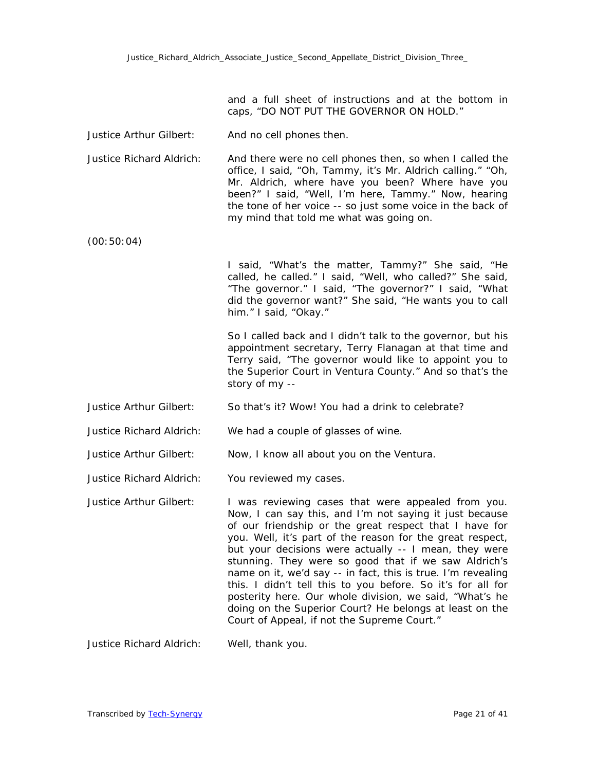and a full sheet of instructions and at the bottom in caps, "DO NOT PUT THE GOVERNOR ON HOLD."

**Justice Arthur Gilbert:** And no cell phones then.

**Justice Richard Aldrich:** And there were no cell phones then, so when I called the office, I said, "Oh, Tammy, it's Mr. Aldrich calling." "Oh, Mr. Aldrich, where have you been? Where have you been?" I said, "Well, I'm here, Tammy." Now, hearing the tone of her voice -- so just some voice in the back of my mind that told me what was going on.

(00:50:04)

I said, "What's the matter, Tammy?" She said, "He called, he called." I said, "Well, who called?" She said, "The governor." I said, "The governor?" I said, "What did the governor want?" She said, "He wants you to call him." I said, "Okay."

So I called back and I didn't talk to the governor, but his appointment secretary, Terry Flanagan at that time and Terry said, "The governor would like to appoint you to the Superior Court in Ventura County." And so that's the story of my --

**Justice Arthur Gilbert:** So that's it? Wow! You had a drink to celebrate?

**Justice Richard Aldrich:** We had a couple of glasses of wine.

**Justice Arthur Gilbert:** Now, I know all about you on the Ventura.

**Justice Richard Aldrich:** You reviewed my cases.

**Justice Arthur Gilbert:** I was reviewing cases that were appealed from you. Now, I can say this, and I'm not saying it just because of our friendship or the great respect that I have for you. Well, it's part of the reason for the great respect, but your decisions were actually -- I mean, they were stunning. They were so good that if we saw Aldrich's name on it, we'd say -- in fact, this is true. I'm revealing this. I didn't tell this to you before. So it's for all for posterity here. Our whole division, we said, "What's he doing on the Superior Court? He belongs at least on the Court of Appeal, if not the Supreme Court."

**Justice Richard Aldrich:** Well, thank you.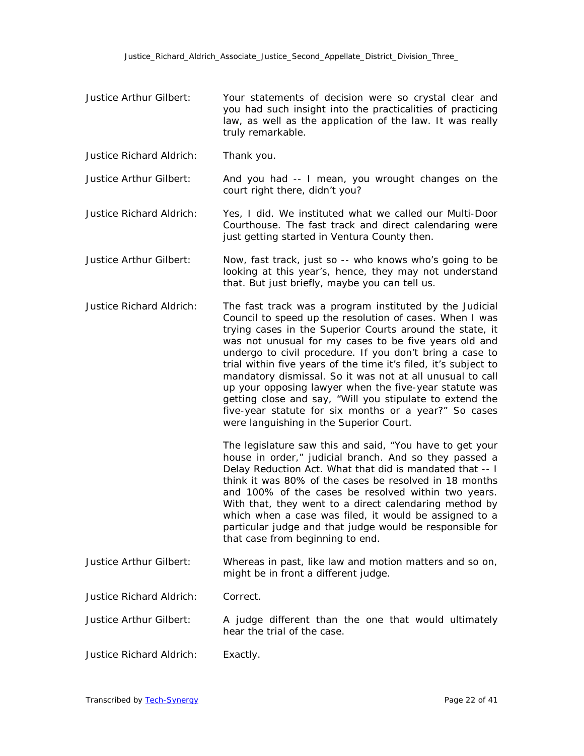Justice Arthur Gilbert: Your statements of decision were so crystal clear and you had such insight into the practicalities of practicing law, as well as the application of the law. It was really truly remarkable.

Justice Richard Aldrich: Thank you.

Justice Arthur Gilbert: And you had -- I mean, you wrought changes on the court right there, didn't you?

Justice Richard Aldrich: Yes, I did. We instituted what we called our Multi-Door Courthouse. The fast track and direct calendaring were just getting started in Ventura County then.

Justice Arthur Gilbert: Now, fast track, just so -- who knows who's going to be looking at this year's, hence, they may not understand that. But just briefly, maybe you can tell us.

Justice Richard Aldrich: The fast track was a program instituted by the Judicial Council to speed up the resolution of cases. When I was trying cases in the Superior Courts around the state, it was not unusual for my cases to be five years old and undergo to civil procedure. If you don't bring a case to trial within five years of the time it's filed, it's subject to mandatory dismissal. So it was not at all unusual to call up your opposing lawyer when the five-year statute was getting close and say, "Will you stipulate to extend the five-year statute for six months or a year?" So cases were languishing in the Superior Court.

The legislature saw this and said, "You have to get your house in order," judicial branch. And so they passed a Delay Reduction Act. What that did is mandated that -- I think it was 80% of the cases be resolved in 18 months and 100% of the cases be resolved within two years. With that, they went to a direct calendaring method by which when a case was filed, it would be assigned to a particular judge and that judge would be responsible for that case from beginning to end.

Justice Arthur Gilbert: Whereas in past, like law and motion matters and so on, might be in front a different judge.

Justice Richard Aldrich: Correct.

Justice Arthur Gilbert: A judge different than the one that would ultimately hear the trial of the case.

Justice Richard Aldrich: Exactly.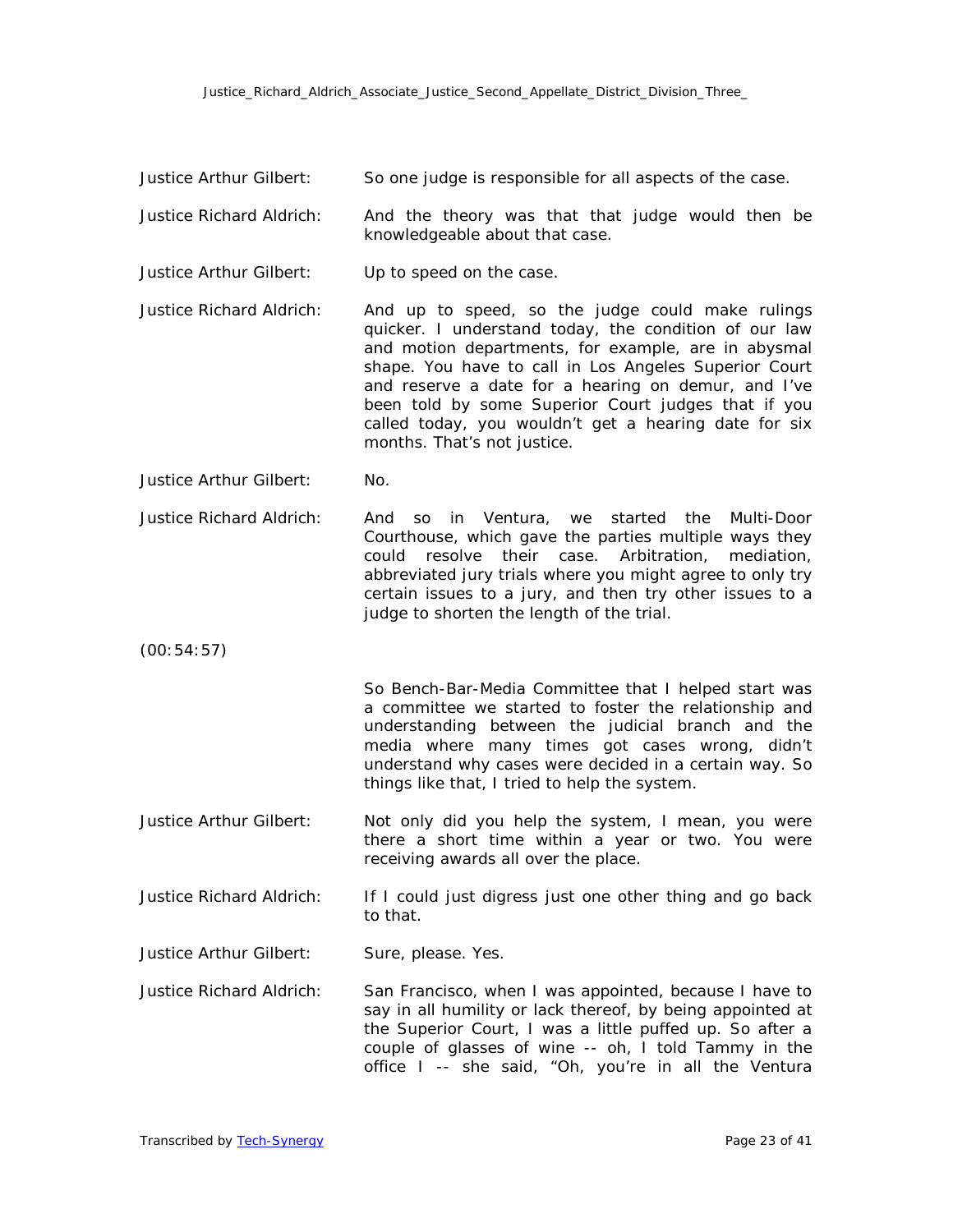Justice Arthur Gilbert: So one judge is responsible for all aspects of the case.

Justice Richard Aldrich: And the theory was that that judge would then be knowledgeable about that case.

Justice Arthur Gilbert: Up to speed on the case.

Justice Richard Aldrich: And up to speed, so the judge could make rulings quicker. I understand today, the condition of our law and motion departments, for example, are in abysmal shape. You have to call in Los Angeles Superior Court and reserve a date for a hearing on demur, and I've been told by some Superior Court judges that if you called today, you wouldn't get a hearing date for six months. That's not justice.

Justice Arthur Gilbert: No.

Justice Richard Aldrich: And so in Ventura, we started the Multi-Door Courthouse, which gave the parties multiple ways they could resolve their case. Arbitration, mediation, abbreviated jury trials where you might agree to only try certain issues to a jury, and then try other issues to a judge to shorten the length of the trial.

(00:54:57)

So Bench-Bar-Media Committee that I helped start was a committee we started to foster the relationship and understanding between the judicial branch and the media where many times got cases wrong, didn't understand why cases were decided in a certain way. So things like that, I tried to help the system.

Justice Arthur Gilbert: Not only did you help the system, I mean, you were there a short time within a year or two. You were receiving awards all over the place.

Justice Richard Aldrich: If I could just digress just one other thing and go back to that.

Justice Arthur Gilbert: Sure, please. Yes.

Justice Richard Aldrich: San Francisco, when I was appointed, because I have to say in all humility or lack thereof, by being appointed at the Superior Court, I was a little puffed up. So after a couple of glasses of wine -- oh, I told Tammy in the office I -- she said, "Oh, you're in all the Ventura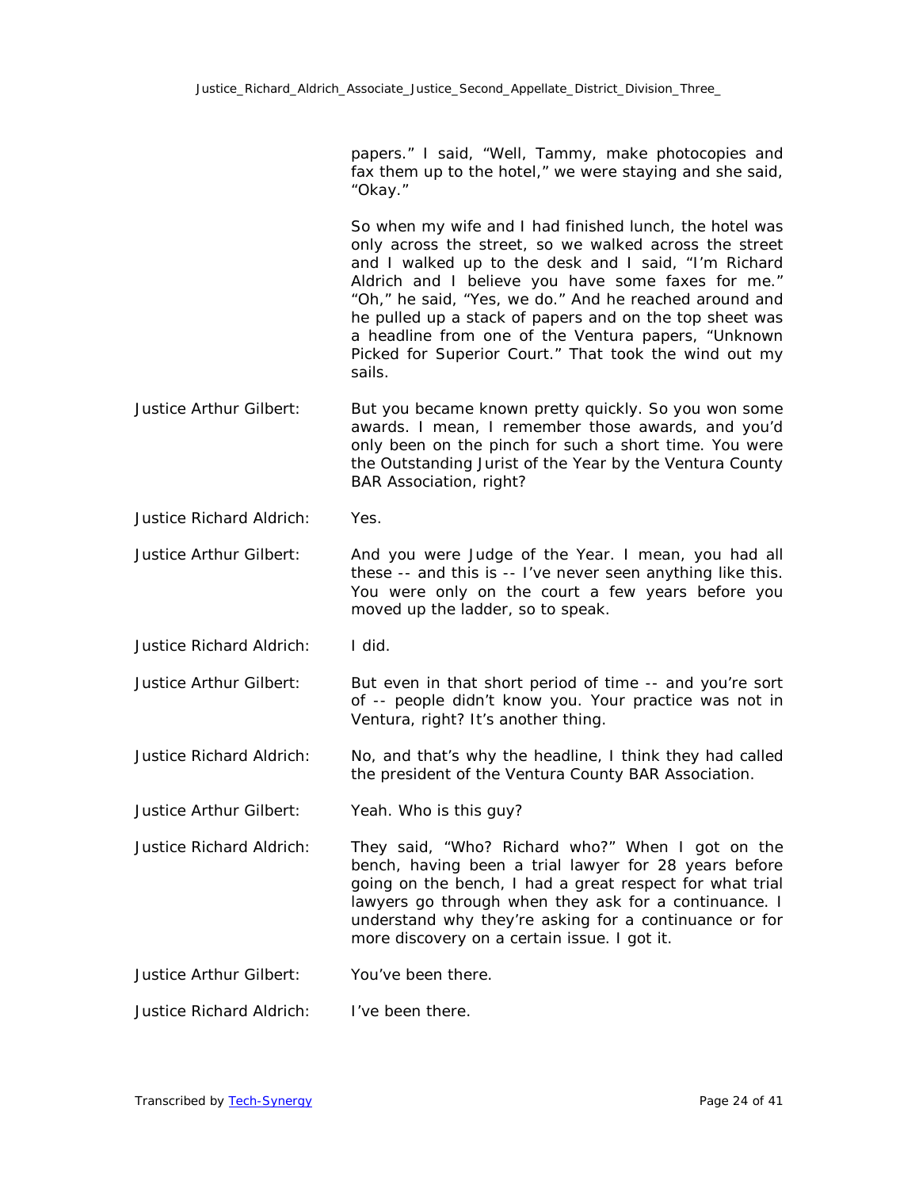papers." I said, "Well, Tammy, make photocopies and fax them up to the hotel," we were staying and she said, "Okay."

So when my wife and I had finished lunch, the hotel was only across the street, so we walked across the street and I walked up to the desk and I said, "I'm Richard Aldrich and I believe you have some faxes for me." "Oh," he said, "Yes, we do." And he reached around and he pulled up a stack of papers and on the top sheet was a headline from one of the Ventura papers, "Unknown Picked for Superior Court." That took the wind out my sails.

Justice Arthur Gilbert: But you became known pretty quickly. So you won some awards. I mean, I remember those awards, and you'd only been on the pinch for such a short time. You were the Outstanding Jurist of the Year by the Ventura County BAR Association, right?

Justice Richard Aldrich: Yes.

Justice Arthur Gilbert: And you were Judge of the Year. I mean, you had all these -- and this is -- I've never seen anything like this. You were only on the court a few years before you moved up the ladder, so to speak.

Justice Richard Aldrich: I did.

Justice Arthur Gilbert: But even in that short period of time -- and you're sort of -- people didn't know you. Your practice was not in Ventura, right? It's another thing.

Justice Richard Aldrich: No, and that's why the headline, I think they had called the president of the Ventura County BAR Association.

Justice Arthur Gilbert: Yeah. Who is this guy?

Justice Richard Aldrich: They said, "Who? Richard who?" When I got on the bench, having been a trial lawyer for 28 years before going on the bench, I had a great respect for what trial lawyers go through when they ask for a continuance. I understand why they're asking for a continuance or for more discovery on a certain issue. I got it.

Justice Arthur Gilbert: You've been there.

Justice Richard Aldrich: I've been there.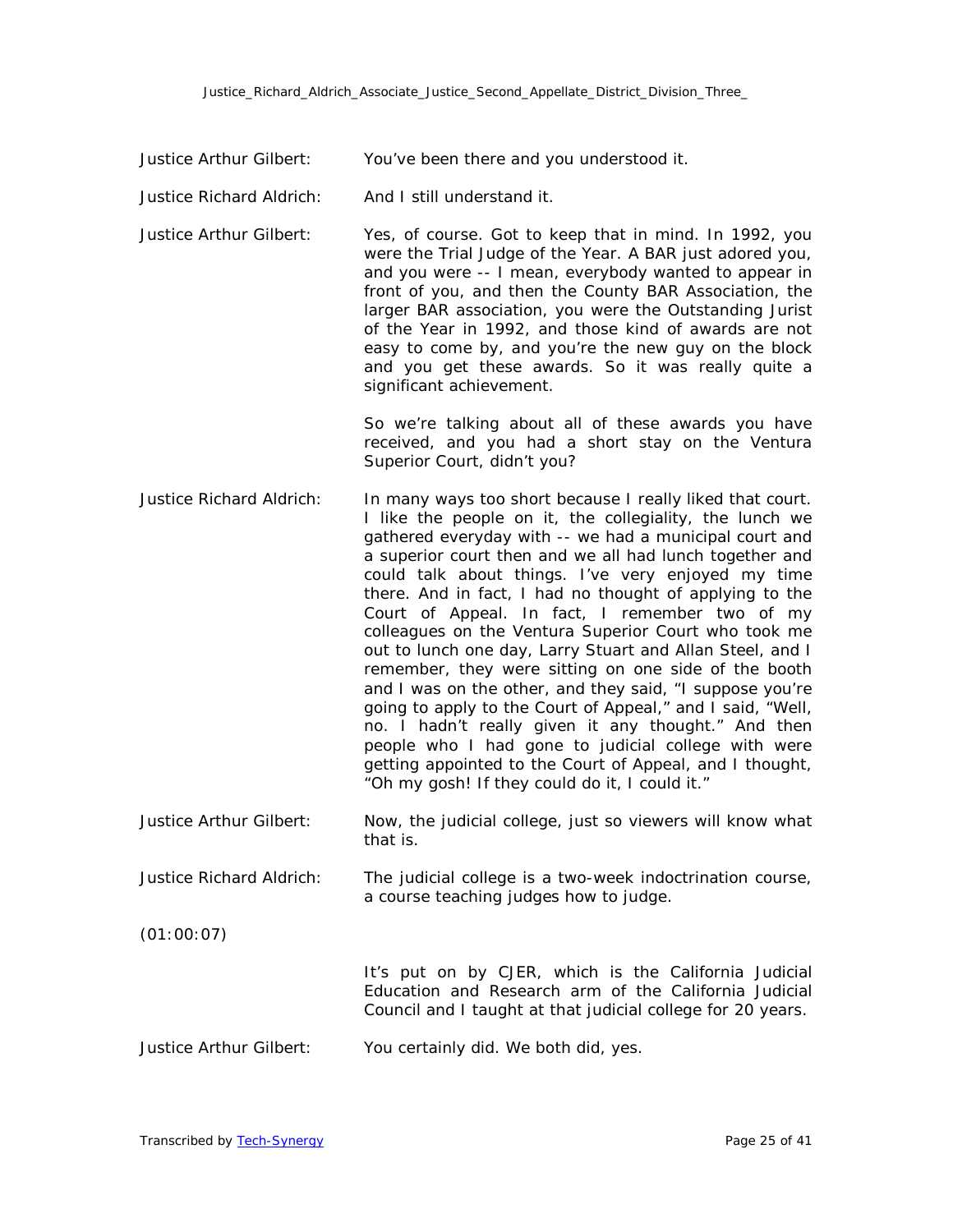**Justice Arthur Gilbert:** You've been there and you understood it.

**Justice Richard Aldrich:** And I still understand it.

**Justice Arthur Gilbert:** Yes, of course. Got to keep that in mind. In 1992, you were the Trial Judge of the Year. A BAR just adored you, and you were -- I mean, everybody wanted to appear in front of you, and then the County BAR Association, the larger BAR association, you were the Outstanding Jurist of the Year in 1992, and those kind of awards are not easy to come by, and you're the new guy on the block and you get these awards. So it was really quite a significant achievement.

So we're talking about all of these awards you have received, and you had a short stay on the Ventura Superior Court, didn't you?

**Justice Richard Aldrich:** In many ways too short because I really liked that court. I like the people on it, the collegiality, the lunch we gathered everyday with -- we had a municipal court and a superior court then and we all had lunch together and could talk about things. I've very enjoyed my time there. And in fact, I had no thought of applying to the Court of Appeal. In fact, I remember two of my colleagues on the Ventura Superior Court who took me out to lunch one day, Larry Stuart and Allan Steel, and I remember, they were sitting on one side of the booth and I was on the other, and they said, "I suppose you're going to apply to the Court of Appeal," and I said, "Well, no. I hadn't really given it any thought." And then people who I had gone to judicial college with were getting appointed to the Court of Appeal, and I thought, "Oh my gosh! If they could do it, I could it."

**Justice Arthur Gilbert:** Now, the judicial college, just so viewers will know what that is.

**Justice Richard Aldrich:** The judicial college is a two-week indoctrination course, a course teaching judges how to judge.

(01:00:07)

It's put on by CJER, which is the California Judicial Education and Research arm of the California Judicial Council and I taught at that judicial college for 20 years.

**Justice Arthur Gilbert:** You certainly did. We both did, yes.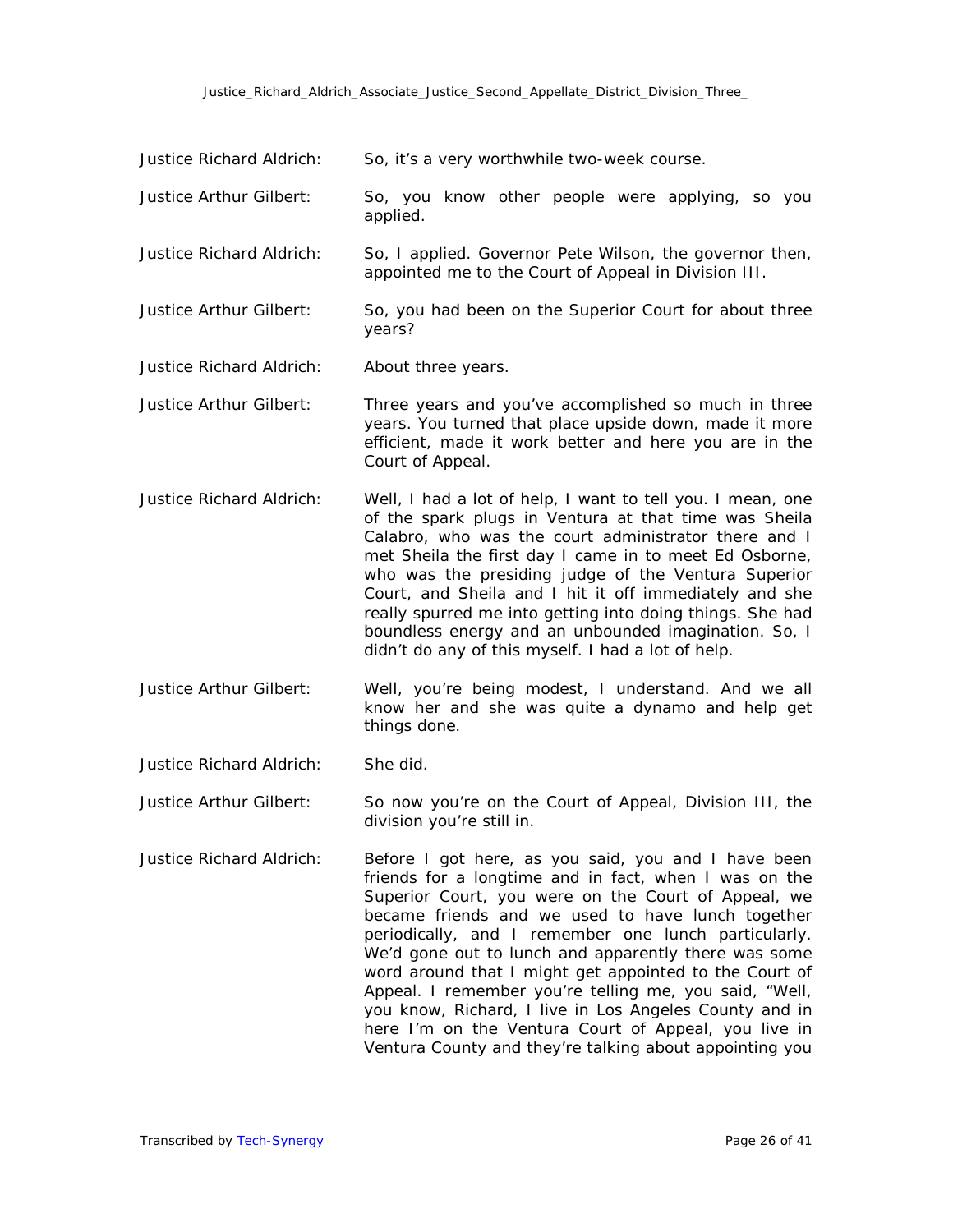Justice Richard Aldrich: So, it's a very worthwhile two-week course.

Justice Arthur Gilbert: So, you know other people were applying, so you applied.

Justice Richard Aldrich: So, I applied. Governor Pete Wilson, the governor then, appointed me to the Court of Appeal in Division III.

Justice Arthur Gilbert: So, you had been on the Superior Court for about three years?

Justice Richard Aldrich: About three years.

Justice Arthur Gilbert: Three years and you've accomplished so much in three years. You turned that place upside down, made it more efficient, made it work better and here you are in the Court of Appeal.

Justice Richard Aldrich: Well, I had a lot of help, I want to tell you. I mean, one of the spark plugs in Ventura at that time was Sheila Calabro, who was the court administrator there and I met Sheila the first day I came in to meet Ed Osborne, who was the presiding judge of the Ventura Superior Court, and Sheila and I hit it off immediately and she really spurred me into getting into doing things. She had boundless energy and an unbounded imagination. So, I didn't do any of this myself. I had a lot of help.

Justice Arthur Gilbert: Well, you're being modest, I understand. And we all know her and she was quite a dynamo and help get things done.

Justice Richard Aldrich: She did.

Justice Arthur Gilbert: So now you're on the Court of Appeal, Division III, the division you're still in.

Justice Richard Aldrich: Before I got here, as you said, you and I have been friends for a longtime and in fact, when I was on the Superior Court, you were on the Court of Appeal, we became friends and we used to have lunch together periodically, and I remember one lunch particularly. We'd gone out to lunch and apparently there was some word around that I might get appointed to the Court of Appeal. I remember you're telling me, you said, "Well, you know, Richard, I live in Los Angeles County and in here I'm on the Ventura Court of Appeal, you live in Ventura County and they're talking about appointing you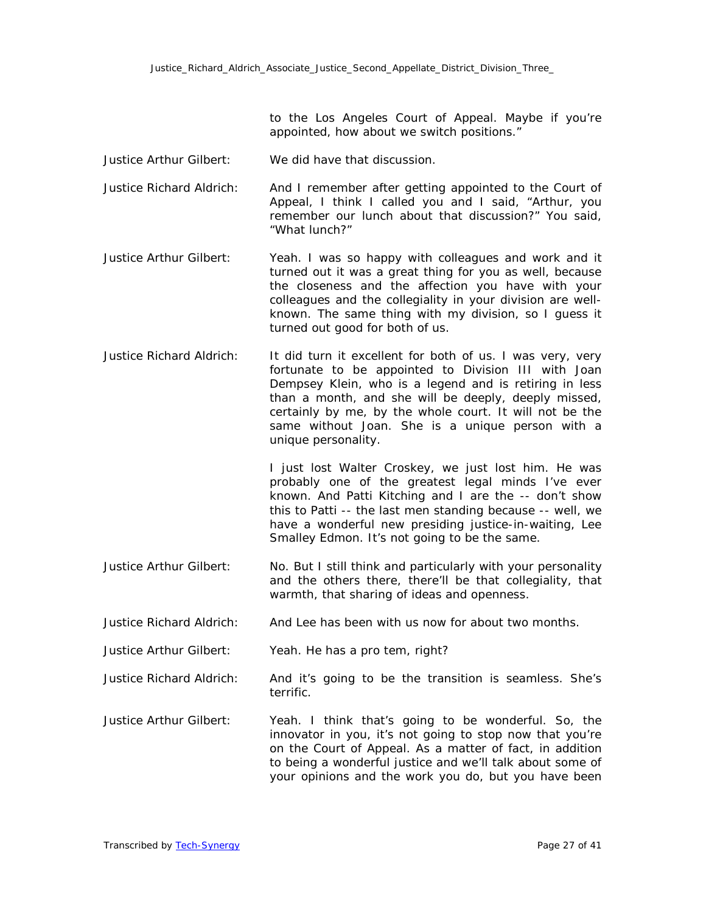to the Los Angeles Court of Appeal. Maybe if you're appointed, how about we switch positions."

**Justice Arthur Gilbert:** We did have that discussion.

**Justice Richard Aldrich:** And I remember after getting appointed to the Court of Appeal, I think I called you and I said, "Arthur, you remember our lunch about that discussion?" You said, "What lunch?"

**Justice Arthur Gilbert:** Yeah. I was so happy with colleagues and work and it turned out it was a great thing for you as well, because the closeness and the affection you have with your colleagues and the collegiality in your division are well-known. The same thing with my division, so I guess it turned out good for both of us.

**Justice Richard Aldrich:** It did turn it excellent for both of us. I was very, very fortunate to be appointed to Division III with Joan Dempsey Klein, who is a legend and is retiring in less than a month, and she will be deeply, deeply missed, certainly by me, by the whole court. It will not be the same without Joan. She is a unique person with a unique personality.

I just lost Walter Croskey, we just lost him. He was probably one of the greatest legal minds I've ever known. And Patti Kitching and I are the -- don't show this to Patti -- the last men standing because -- well, we have a wonderful new presiding justice-in-waiting, Lee Smalley Edmon. It's not going to be the same.

**Justice Arthur Gilbert:** No. But I still think and particularly with your personality and the others there, there'll be that collegiality, that warmth, that sharing of ideas and openness.

**Justice Richard Aldrich:** And Lee has been with us now for about two months.

**Justice Arthur Gilbert:** Yeah. He has a pro tem, right?

**Justice Richard Aldrich:** And it's going to be the transition is seamless. She's terrific.

**Justice Arthur Gilbert:** Yeah. I think that's going to be wonderful. So, the innovator in you, it's not going to stop now that you're on the Court of Appeal. As a matter of fact, in addition to being a wonderful justice and we'll talk about some of your opinions and the work you do, but you have been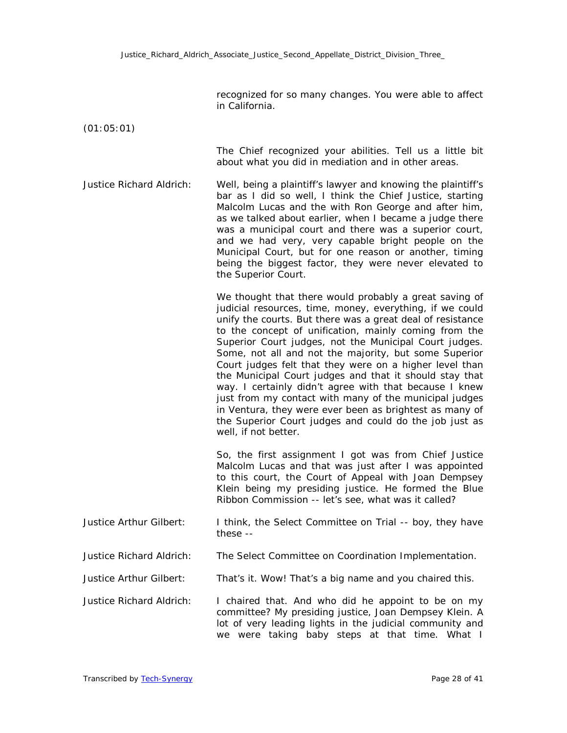recognized for so many changes. You were able to affect in California.

(01:05:01)

The Chief recognized your abilities. Tell us a little bit about what you did in mediation and in other areas.

**Justice Richard Aldrich:** Well, being a plaintiff's lawyer and knowing the plaintiff's bar as I did so well, I think the Chief Justice, starting Malcolm Lucas and the with Ron George and after him, as we talked about earlier, when I became a judge there was a municipal court and there was a superior court, and we had very, very capable bright people on the Municipal Court, but for one reason or another, timing being the biggest factor, they were never elevated to the Superior Court.

We thought that there would probably a great saving of judicial resources, time, money, everything, if we could unify the courts. But there was a great deal of resistance to the concept of unification, mainly coming from the Superior Court judges, not the Municipal Court judges. Some, not all and not the majority, but some Superior Court judges felt that they were on a higher level than the Municipal Court judges and that it should stay that way. I certainly didn't agree with that because I knew just from my contact with many of the municipal judges in Ventura, they were ever been as brightest as many of the Superior Court judges and could do the job just as well, if not better.

So, the first assignment I got was from Chief Justice Malcolm Lucas and that was just after I was appointed to this court, the Court of Appeal with Joan Dempsey Klein being my presiding justice. He formed the Blue Ribbon Commission -- let's see, what was it called?

**Justice Arthur Gilbert:** I think, the Select Committee on Trial -- boy, they have these --

**Justice Richard Aldrich:** The Select Committee on Coordination Implementation.

**Justice Arthur Gilbert:** That's it. Wow! That's a big name and you chaired this.

**Justice Richard Aldrich:** I chaired that. And who did he appoint to be on my committee? My presiding justice, Joan Dempsey Klein. A lot of very leading lights in the judicial community and we were taking baby steps at that time. What I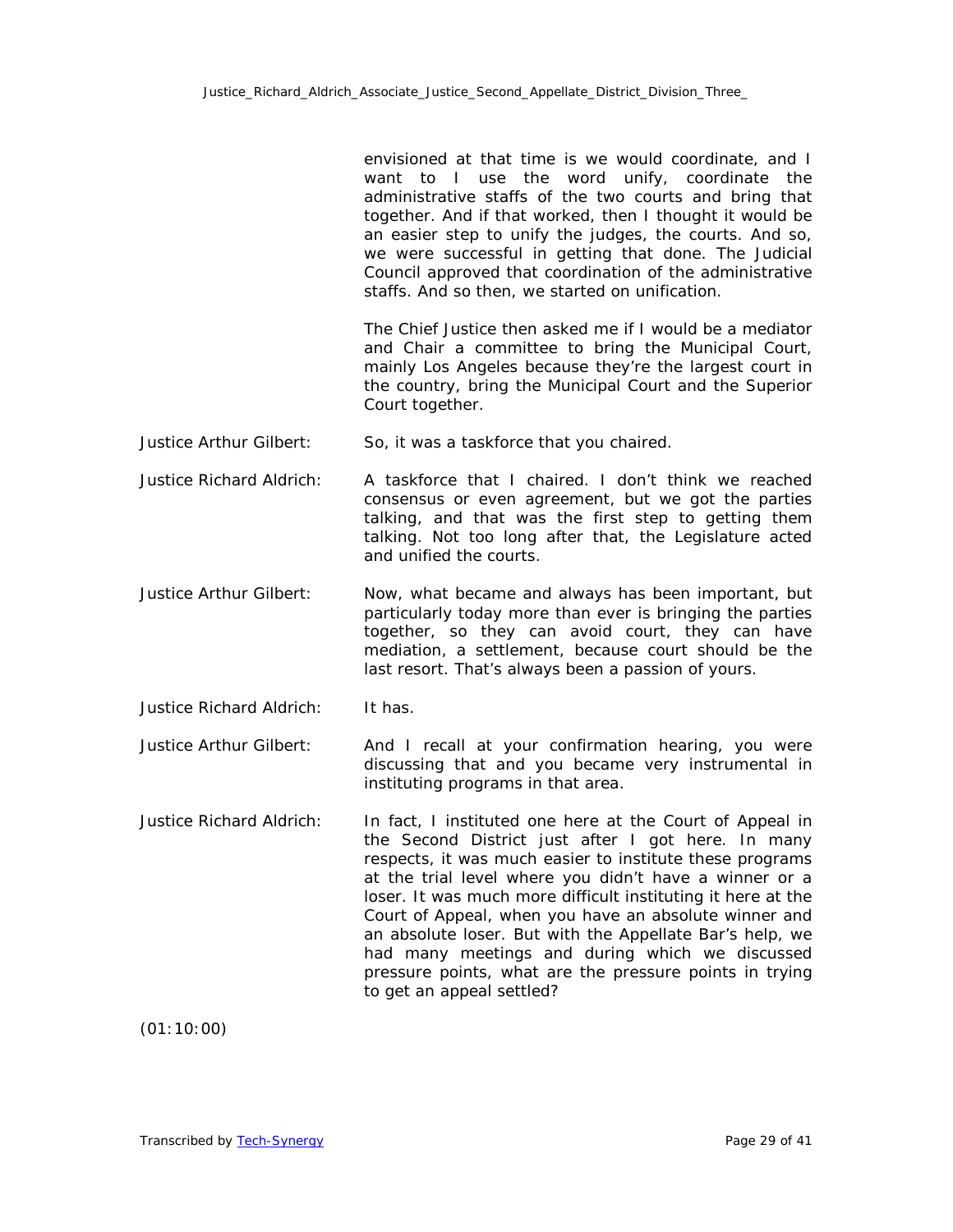envisioned at that time is we would coordinate, and I want to I use the word unify, coordinate the administrative staffs of the two courts and bring that together. And if that worked, then I thought it would be an easier step to unify the judges, the courts. And so, we were successful in getting that done. The Judicial Council approved that coordination of the administrative staffs. And so then, we started on unification.

The Chief Justice then asked me if I would be a mediator and Chair a committee to bring the Municipal Court, mainly Los Angeles because they're the largest court in the country, bring the Municipal Court and the Superior Court together.

Justice Arthur Gilbert: So, it was a taskforce that you chaired.

Justice Richard Aldrich: A taskforce that I chaired. I don't think we reached consensus or even agreement, but we got the parties talking, and that was the first step to getting them talking. Not too long after that, the Legislature acted and unified the courts.

Justice Arthur Gilbert: Now, what became and always has been important, but particularly today more than ever is bringing the parties together, so they can avoid court, they can have mediation, a settlement, because court should be the last resort. That's always been a passion of yours.

Justice Richard Aldrich: It has.

Justice Arthur Gilbert: And I recall at your confirmation hearing, you were discussing that and you became very instrumental in instituting programs in that area.

Justice Richard Aldrich: In fact, I instituted one here at the Court of Appeal in the Second District just after I got here. In many respects, it was much easier to institute these programs at the trial level where you didn't have a winner or a loser. It was much more difficult instituting it here at the Court of Appeal, when you have an absolute winner and an absolute loser. But with the Appellate Bar's help, we had many meetings and during which we discussed pressure points, what are the pressure points in trying to get an appeal settled?

(01:10:00)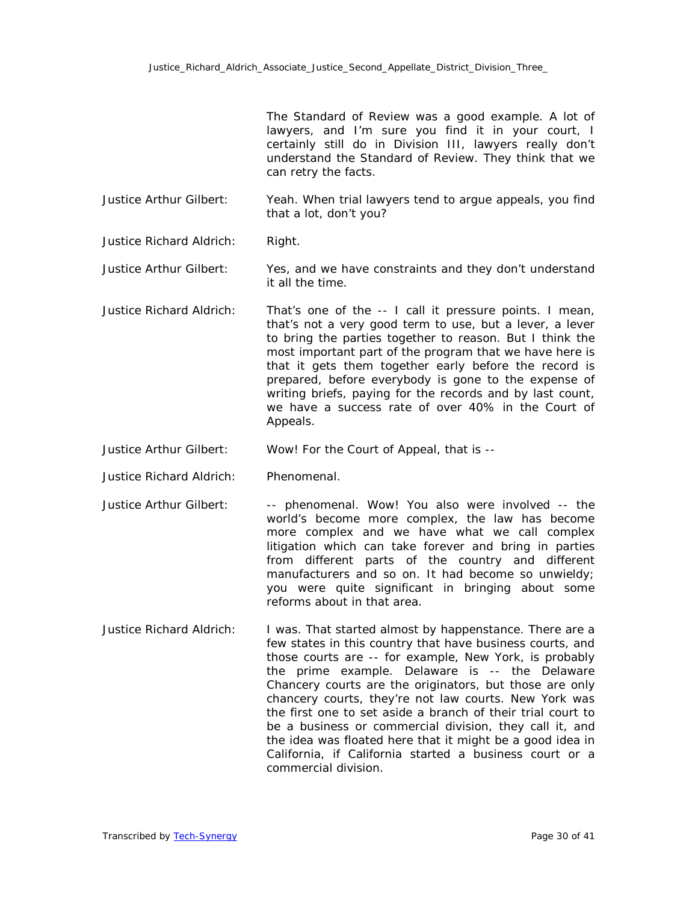The Standard of Review was a good example. A lot of lawyers, and I'm sure you find it in your court, I certainly still do in Division III, lawyers really don't understand the Standard of Review. They think that we can retry the facts.

**Justice Arthur Gilbert:** Yeah. When trial lawyers tend to argue appeals, you find that a lot, don't you?

**Justice Richard Aldrich:** Right.

**Justice Arthur Gilbert:** Yes, and we have constraints and they don't understand it all the time.

**Justice Richard Aldrich:** That's one of the -- I call it pressure points. I mean, that's not a very good term to use, but a lever, a lever to bring the parties together to reason. But I think the most important part of the program that we have here is that it gets them together early before the record is prepared, before everybody is gone to the expense of writing briefs, paying for the records and by last count, we have a success rate of over 40% in the Court of Appeals.

**Justice Arthur Gilbert:** Wow! For the Court of Appeal, that is --

**Justice Richard Aldrich:** Phenomenal.

**Justice Arthur Gilbert:** -- phenomenal. Wow! You also were involved -- the world's become more complex, the law has become more complex and we have what we call complex litigation which can take forever and bring in parties from different parts of the country and different manufacturers and so on. It had become so unwieldy; you were quite significant in bringing about some reforms about in that area.

**Justice Richard Aldrich:** I was. That started almost by happenstance. There are a few states in this country that have business courts, and those courts are -- for example, New York, is probably the prime example. Delaware is -- the Delaware Chancery courts are the originators, but those are only chancery courts, they're not law courts. New York was the first one to set aside a branch of their trial court to be a business or commercial division, they call it, and the idea was floated here that it might be a good idea in California, if California started a business court or a commercial division.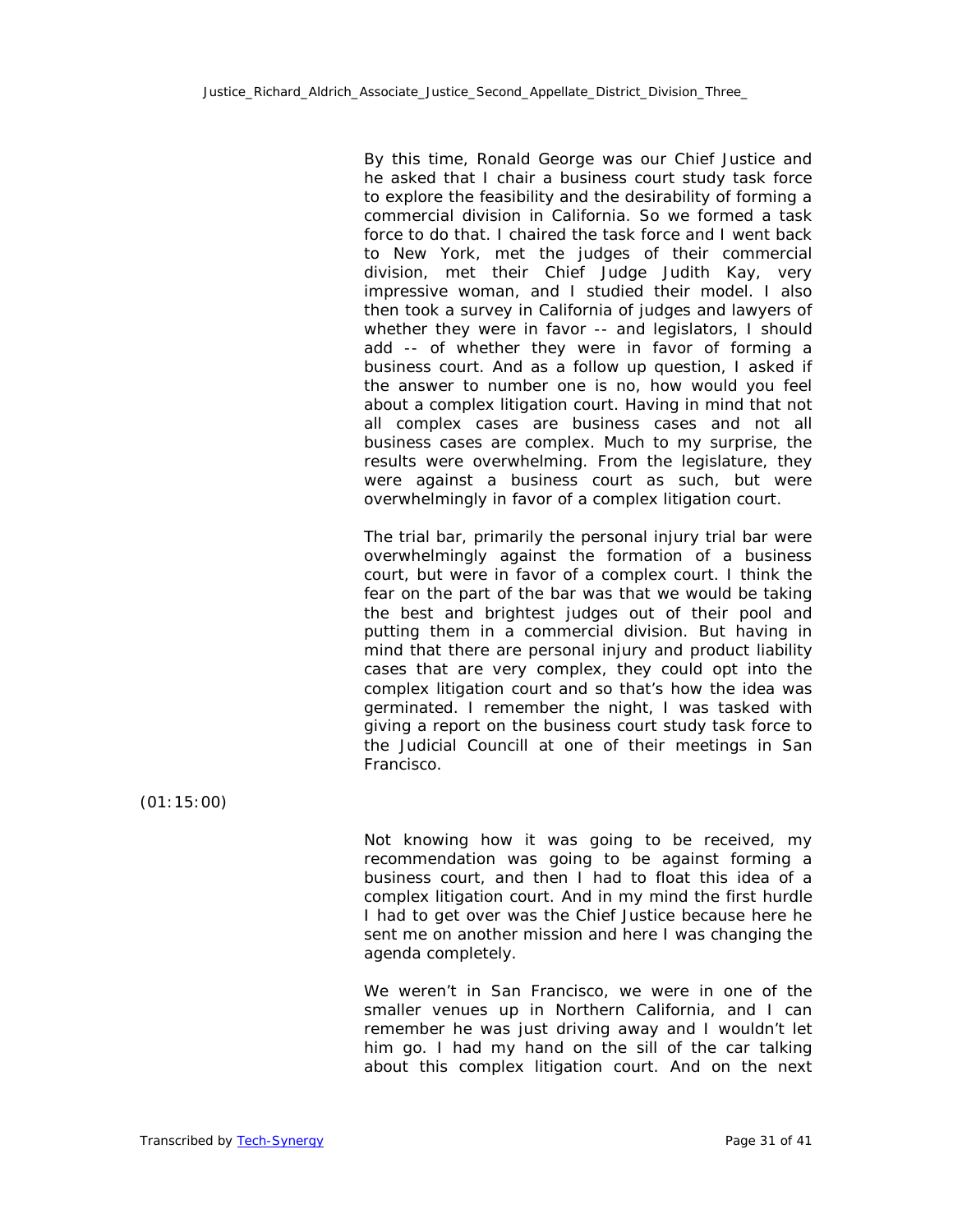By this time, Ronald George was our Chief Justice and he asked that I chair a business court study task force to explore the feasibility and the desirability of forming a commercial division in California. So we formed a task force to do that. I chaired the task force and I went back to New York, met the judges of their commercial division, met their Chief Judge Judith Kay, very impressive woman, and I studied their model. I also then took a survey in California of judges and lawyers of whether they were in favor -- and legislators, I should add -- of whether they were in favor of forming a business court. And as a follow up question, I asked if the answer to number one is no, how would you feel about a complex litigation court. Having in mind that not all complex cases are business cases and not all business cases are complex. Much to my surprise, the results were overwhelming. From the legislature, they were against a business court as such, but were overwhelmingly in favor of a complex litigation court.

The trial bar, primarily the personal injury trial bar were overwhelmingly against the formation of a business court, but were in favor of a complex court. I think the fear on the part of the bar was that we would be taking the best and brightest judges out of their pool and putting them in a commercial division. But having in mind that there are personal injury and product liability cases that are very complex, they could opt into the complex litigation court and so that's how the idea was germinated. I remember the night, I was tasked with giving a report on the business court study task force to the Judicial Councill at one of their meetings in San Francisco.

(01:15:00)

Not knowing how it was going to be received, my recommendation was going to be against forming a business court, and then I had to float this idea of a complex litigation court. And in my mind the first hurdle I had to get over was the Chief Justice because here he sent me on another mission and here I was changing the agenda completely.

We weren't in San Francisco, we were in one of the smaller venues up in Northern California, and I can remember he was just driving away and I wouldn't let him go. I had my hand on the sill of the car talking about this complex litigation court. And on the next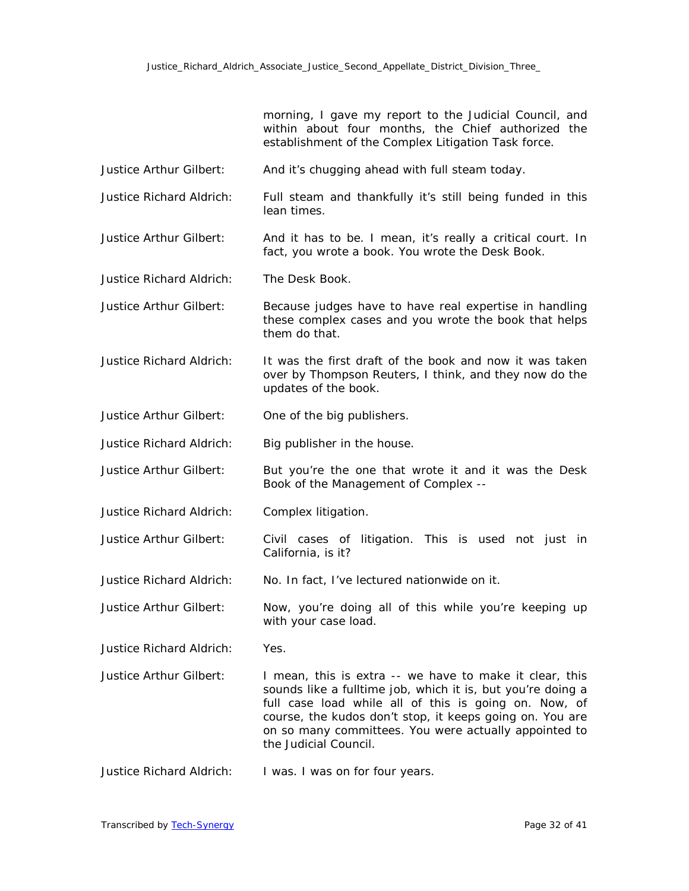morning, I gave my report to the Judicial Council, and within about four months, the Chief authorized the establishment of the Complex Litigation Task force.

Justice Arthur Gilbert: And it's chugging ahead with full steam today.

Justice Richard Aldrich: Full steam and thankfully it's still being funded in this lean times.

Justice Arthur Gilbert: And it has to be. I mean, it's really a critical court. In fact, you wrote a book. You wrote the Desk Book.

Justice Richard Aldrich: The Desk Book.

Justice Arthur Gilbert: Because judges have to have real expertise in handling these complex cases and you wrote the book that helps them do that.

Justice Richard Aldrich: It was the first draft of the book and now it was taken over by Thompson Reuters, I think, and they now do the updates of the book.

Justice Arthur Gilbert: One of the big publishers.

Justice Richard Aldrich: Big publisher in the house.

Justice Arthur Gilbert: But you're the one that wrote it and it was the Desk Book of the Management of Complex --

Justice Richard Aldrich: Complex litigation.

Justice Arthur Gilbert: Civil cases of litigation. This is used not just in California, is it?

Justice Richard Aldrich: No. In fact, I've lectured nationwide on it.

Justice Arthur Gilbert: Now, you're doing all of this while you're keeping up with your case load.

Justice Richard Aldrich: Yes.

Justice Arthur Gilbert: I mean, this is extra -- we have to make it clear, this sounds like a fulltime job, which it is, but you're doing a full case load while all of this is going on. Now, of course, the kudos don't stop, it keeps going on. You are on so many committees. You were actually appointed to the Judicial Council.

Justice Richard Aldrich: I was. I was on for four years.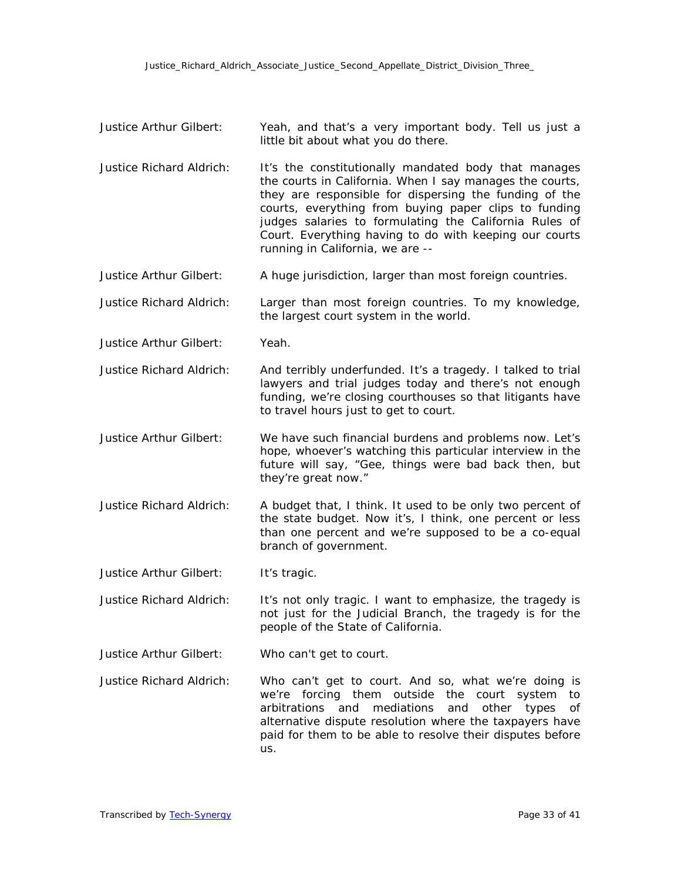Justice Arthur Gilbert: Yeah, and that's a very important body. Tell us just a little bit about what you do there.

Justice Richard Aldrich: It's the constitutionally mandated body that manages the courts in California. When I say manages the courts, they are responsible for dispersing the funding of the courts, everything from buying paper clips to funding judges salaries to formulating the California Rules of Court. Everything having to do with keeping our courts running in California, we are --

Justice Arthur Gilbert: A huge jurisdiction, larger than most foreign countries.

Justice Richard Aldrich: Larger than most foreign countries. To my knowledge, the largest court system in the world.

Justice Arthur Gilbert: Yeah.

Justice Richard Aldrich: And terribly underfunded. It's a tragedy. I talked to trial lawyers and trial judges today and there's not enough funding, we're closing courthouses so that litigants have to travel hours just to get to court.

Justice Arthur Gilbert: We have such financial burdens and problems now. Let's hope, whoever's watching this particular interview in the future will say, "Gee, things were bad back then, but they're great now."

Justice Richard Aldrich: A budget that, I think. It used to be only two percent of the state budget. Now it's, I think, one percent or less than one percent and we're supposed to be a co-equal branch of government.

Justice Arthur Gilbert: It's tragic.

Justice Richard Aldrich: It's not only tragic. I want to emphasize, the tragedy is not just for the Judicial Branch, the tragedy is for the people of the State of California.

Justice Arthur Gilbert: Who can't get to court.

Justice Richard Aldrich: Who can't get to court. And so, what we're doing is we're forcing them outside the court system to arbitrations and mediations and other types of alternative dispute resolution where the taxpayers have paid for them to be able to resolve their disputes before us.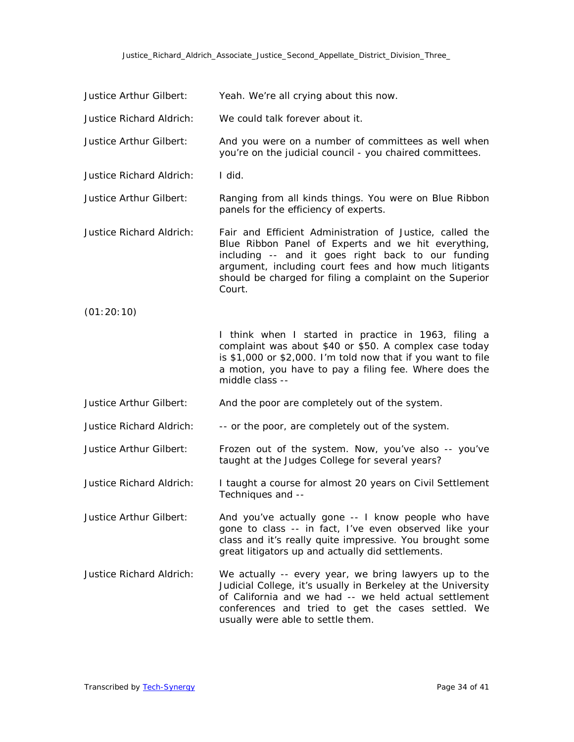Justice Arthur Gilbert: Yeah. We're all crying about this now.

Justice Richard Aldrich: We could talk forever about it.

Justice Arthur Gilbert: And you were on a number of committees as well when you're on the judicial council - you chaired committees.

Justice Richard Aldrich: I did.

Justice Arthur Gilbert: Ranging from all kinds things. You were on Blue Ribbon panels for the efficiency of experts.

Justice Richard Aldrich: Fair and Efficient Administration of Justice, called the Blue Ribbon Panel of Experts and we hit everything, including -- and it goes right back to our funding argument, including court fees and how much litigants should be charged for filing a complaint on the Superior Court.

(01:20:10)

I think when I started in practice in 1963, filing a complaint was about $40 or $50. A complex case today is $1,000 or $2,000. I'm told now that if you want to file a motion, you have to pay a filing fee. Where does the middle class --

Justice Arthur Gilbert: And the poor are completely out of the system.

Justice Richard Aldrich: -- or the poor, are completely out of the system.

Justice Arthur Gilbert: Frozen out of the system. Now, you've also -- you've taught at the Judges College for several years?

Justice Richard Aldrich: I taught a course for almost 20 years on Civil Settlement Techniques and --

Justice Arthur Gilbert: And you've actually gone -- I know people who have gone to class -- in fact, I've even observed like your class and it's really quite impressive. You brought some great litigators up and actually did settlements.

Justice Richard Aldrich: We actually -- every year, we bring lawyers up to the Judicial College, it's usually in Berkeley at the University of California and we had -- we held actual settlement conferences and tried to get the cases settled. We usually were able to settle them.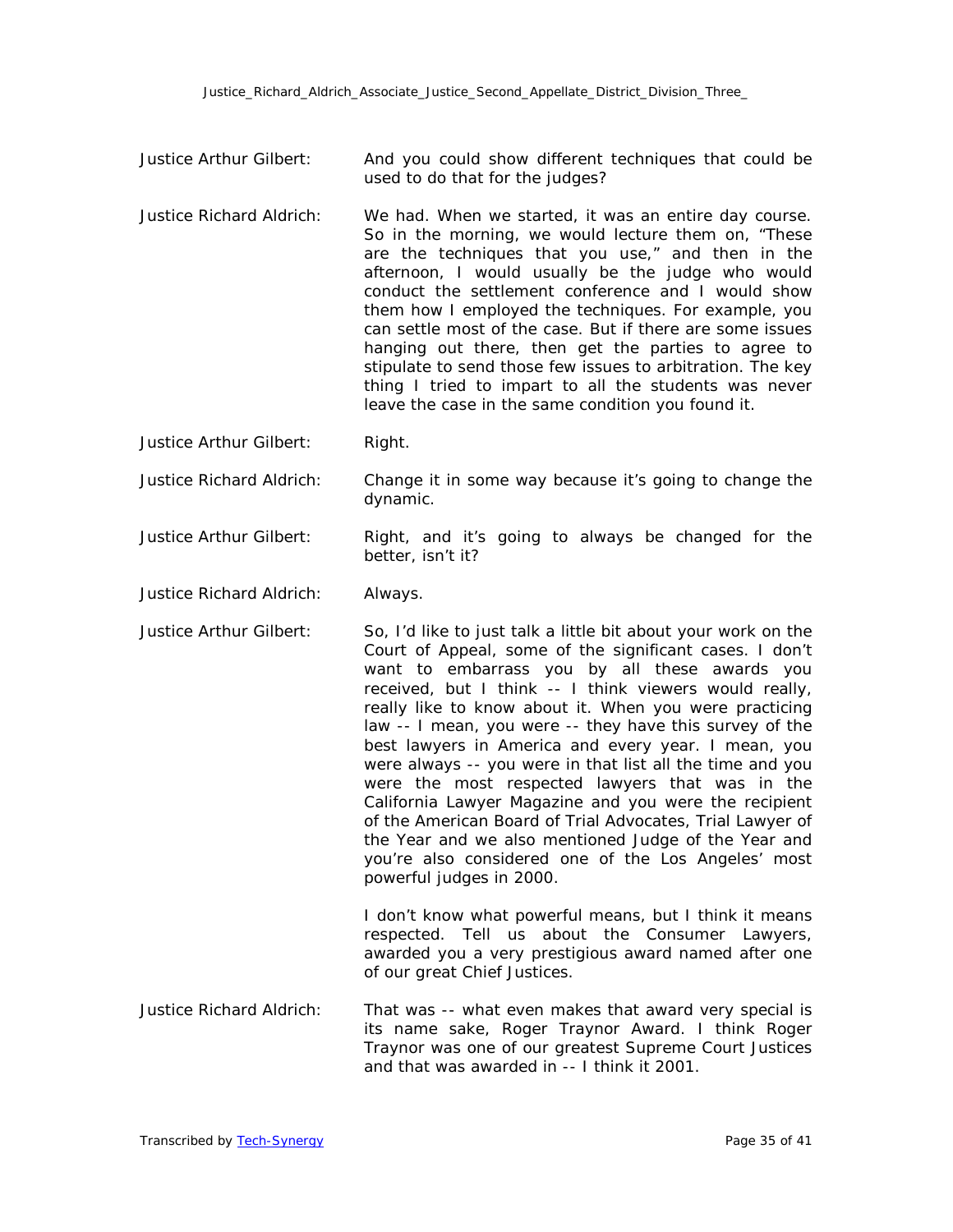**Justice Arthur Gilbert:** And you could show different techniques that could be used to do that for the judges?

**Justice Richard Aldrich:** We had. When we started, it was an entire day course. So in the morning, we would lecture them on, "These are the techniques that you use," and then in the afternoon, I would usually be the judge who would conduct the settlement conference and I would show them how I employed the techniques. For example, you can settle most of the case. But if there are some issues hanging out there, then get the parties to agree to stipulate to send those few issues to arbitration. The key thing I tried to impart to all the students was never leave the case in the same condition you found it.

**Justice Arthur Gilbert:** Right.

**Justice Richard Aldrich:** Change it in some way because it's going to change the dynamic.

**Justice Arthur Gilbert:** Right, and it's going to always be changed for the better, isn't it?

**Justice Richard Aldrich:** Always.

**Justice Arthur Gilbert:** So, I'd like to just talk a little bit about your work on the Court of Appeal, some of the significant cases. I don't want to embarrass you by all these awards you received, but I think -- I think viewers would really, really like to know about it. When you were practicing law -- I mean, you were -- they have this survey of the best lawyers in America and every year. I mean, you were always -- you were in that list all the time and you were the most respected lawyers that was in the California Lawyer Magazine and you were the recipient of the American Board of Trial Advocates, Trial Lawyer of the Year and we also mentioned Judge of the Year and you're also considered one of the Los Angeles' most powerful judges in 2000.

I don't know what powerful means, but I think it means respected. Tell us about the Consumer Lawyers, awarded you a very prestigious award named after one of our great Chief Justices.

**Justice Richard Aldrich:** That was -- what even makes that award very special is its name sake, Roger Traynor Award. I think Roger Traynor was one of our greatest Supreme Court Justices and that was awarded in -- I think it 2001.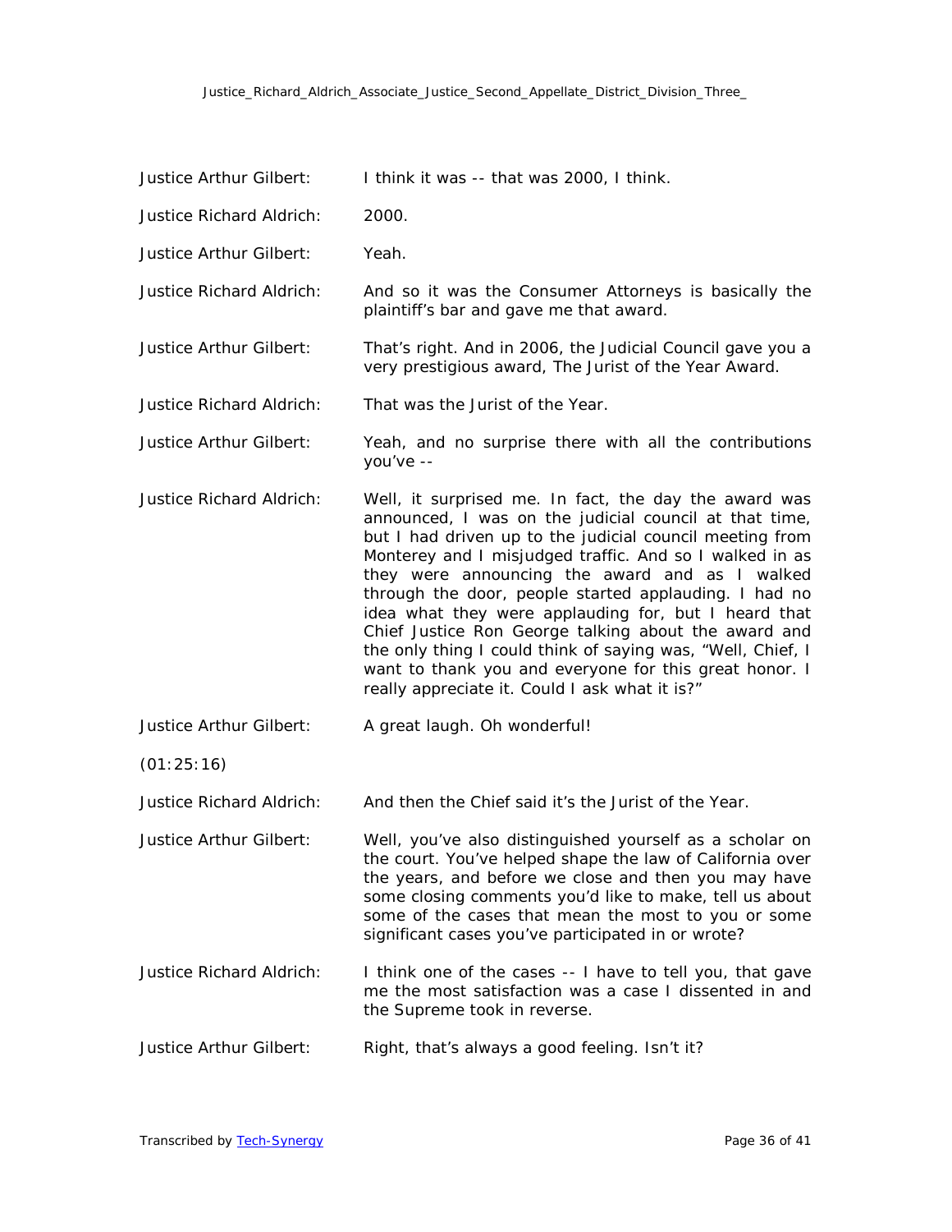Justice Arthur Gilbert: I think it was -- that was 2000, I think.

Justice Richard Aldrich: 2000.

Justice Arthur Gilbert: Yeah.

Justice Richard Aldrich: And so it was the Consumer Attorneys is basically the plaintiff's bar and gave me that award.

Justice Arthur Gilbert: That's right. And in 2006, the Judicial Council gave you a very prestigious award, The Jurist of the Year Award.

Justice Richard Aldrich: That was the Jurist of the Year.

Justice Arthur Gilbert: Yeah, and no surprise there with all the contributions you've --

Justice Richard Aldrich: Well, it surprised me. In fact, the day the award was announced, I was on the judicial council at that time, but I had driven up to the judicial council meeting from Monterey and I misjudged traffic. And so I walked in as they were announcing the award and as I walked through the door, people started applauding. I had no idea what they were applauding for, but I heard that Chief Justice Ron George talking about the award and the only thing I could think of saying was, "Well, Chief, I want to thank you and everyone for this great honor. I really appreciate it. Could I ask what it is?"

Justice Arthur Gilbert: A great laugh. Oh wonderful!

(01:25:16)

Justice Richard Aldrich: And then the Chief said it's the Jurist of the Year.

Justice Arthur Gilbert: Well, you've also distinguished yourself as a scholar on the court. You've helped shape the law of California over the years, and before we close and then you may have some closing comments you'd like to make, tell us about some of the cases that mean the most to you or some significant cases you've participated in or wrote?

Justice Richard Aldrich: I think one of the cases -- I have to tell you, that gave me the most satisfaction was a case I dissented in and the Supreme took in reverse.

Justice Arthur Gilbert: Right, that's always a good feeling. Isn't it?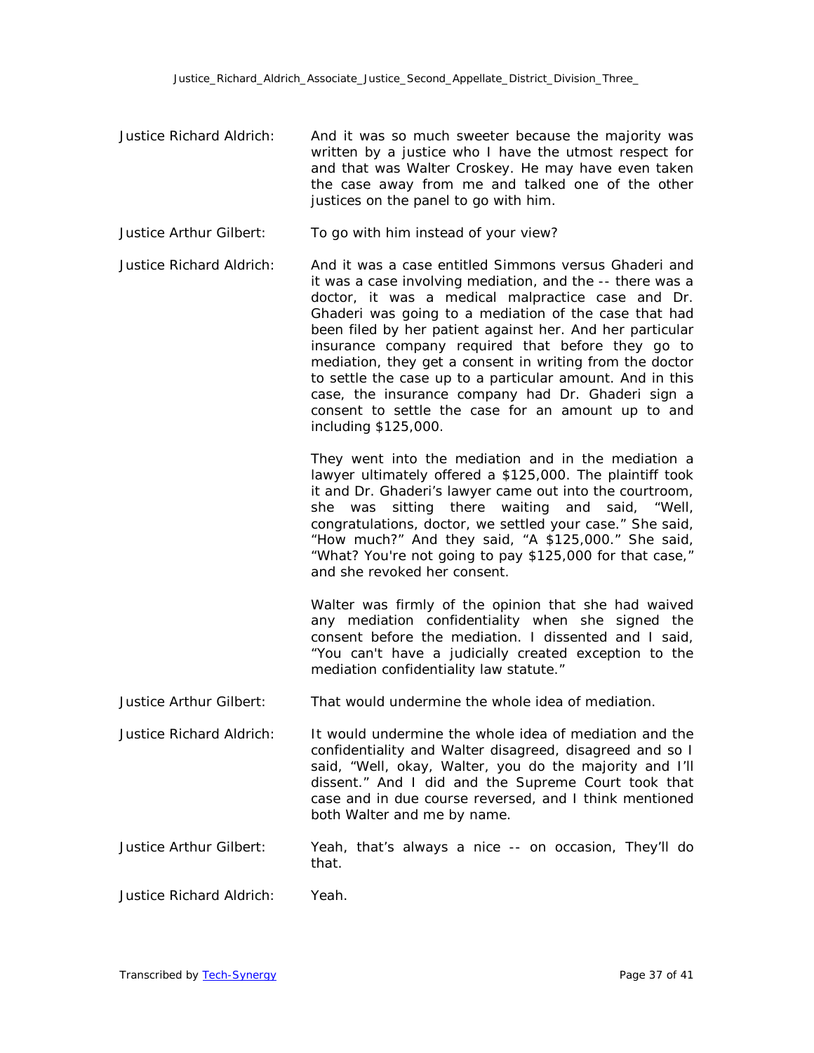Justice Richard Aldrich: And it was so much sweeter because the majority was written by a justice who I have the utmost respect for and that was Walter Croskey. He may have even taken the case away from me and talked one of the other justices on the panel to go with him.

Justice Arthur Gilbert: To go with him instead of your view?

Justice Richard Aldrich: And it was a case entitled Simmons versus Ghaderi and it was a case involving mediation, and the -- there was a doctor, it was a medical malpractice case and Dr. Ghaderi was going to a mediation of the case that had been filed by her patient against her. And her particular insurance company required that before they go to mediation, they get a consent in writing from the doctor to settle the case up to a particular amount. And in this case, the insurance company had Dr. Ghaderi sign a consent to settle the case for an amount up to and including $125,000.

They went into the mediation and in the mediation a lawyer ultimately offered a $125,000. The plaintiff took it and Dr. Ghaderi's lawyer came out into the courtroom, she was sitting there waiting and said, "Well, congratulations, doctor, we settled your case." She said, "How much?" And they said, "A $125,000." She said, "What? You're not going to pay $125,000 for that case," and she revoked her consent.

Walter was firmly of the opinion that she had waived any mediation confidentiality when she signed the consent before the mediation. I dissented and I said, "You can't have a judicially created exception to the mediation confidentiality law statute."

Justice Arthur Gilbert: That would undermine the whole idea of mediation.

Justice Richard Aldrich: It would undermine the whole idea of mediation and the confidentiality and Walter disagreed, disagreed and so I said, "Well, okay, Walter, you do the majority and I'll dissent." And I did and the Supreme Court took that case and in due course reversed, and I think mentioned both Walter and me by name.

Justice Arthur Gilbert: Yeah, that's always a nice -- on occasion, They'll do that.

Justice Richard Aldrich: Yeah.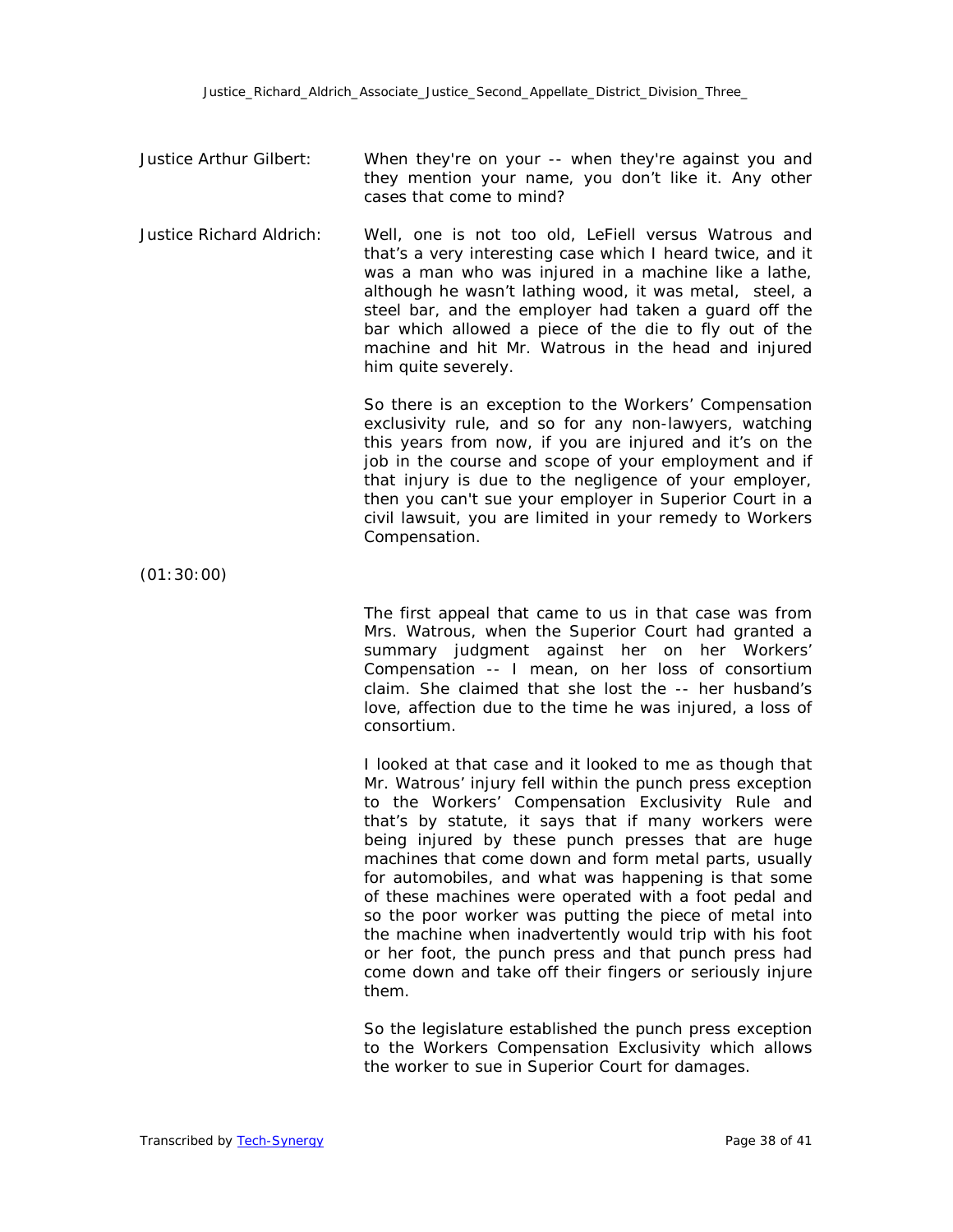Justice Arthur Gilbert: When they're on your -- when they're against you and they mention your name, you don't like it. Any other cases that come to mind?

Justice Richard Aldrich: Well, one is not too old, LeFiell versus Watrous and that's a very interesting case which I heard twice, and it was a man who was injured in a machine like a lathe, although he wasn't lathing wood, it was metal, steel, a steel bar, and the employer had taken a guard off the bar which allowed a piece of the die to fly out of the machine and hit Mr. Watrous in the head and injured him quite severely.

So there is an exception to the Workers' Compensation exclusivity rule, and so for any non-lawyers, watching this years from now, if you are injured and it's on the job in the course and scope of your employment and if that injury is due to the negligence of your employer, then you can't sue your employer in Superior Court in a civil lawsuit, you are limited in your remedy to Workers Compensation.

(01:30:00)

The first appeal that came to us in that case was from Mrs. Watrous, when the Superior Court had granted a summary judgment against her on her Workers' Compensation -- I mean, on her loss of consortium claim. She claimed that she lost the -- her husband's love, affection due to the time he was injured, a loss of consortium.

I looked at that case and it looked to me as though that Mr. Watrous' injury fell within the punch press exception to the Workers' Compensation Exclusivity Rule and that's by statute, it says that if many workers were being injured by these punch presses that are huge machines that come down and form metal parts, usually for automobiles, and what was happening is that some of these machines were operated with a foot pedal and so the poor worker was putting the piece of metal into the machine when inadvertently would trip with his foot or her foot, the punch press and that punch press had come down and take off their fingers or seriously injure them.

So the legislature established the punch press exception to the Workers Compensation Exclusivity which allows the worker to sue in Superior Court for damages.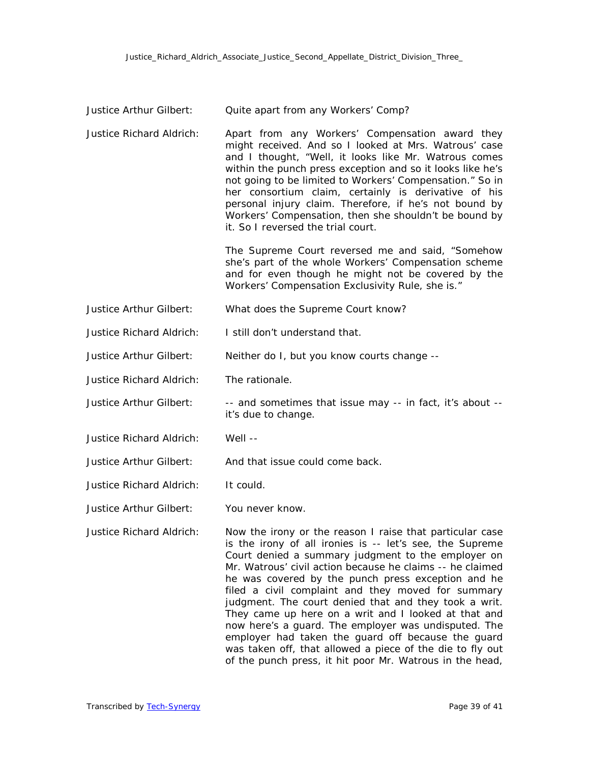Justice Arthur Gilbert: Quite apart from any Workers' Comp?

Justice Richard Aldrich: Apart from any Workers' Compensation award they might received. And so I looked at Mrs. Watrous' case and I thought, "Well, it looks like Mr. Watrous comes within the punch press exception and so it looks like he's not going to be limited to Workers' Compensation." So in her consortium claim, certainly is derivative of his personal injury claim. Therefore, if he's not bound by Workers' Compensation, then she shouldn't be bound by it. So I reversed the trial court.

The Supreme Court reversed me and said, "Somehow she's part of the whole Workers' Compensation scheme and for even though he might not be covered by the Workers' Compensation Exclusivity Rule, she is."

Justice Arthur Gilbert: What does the Supreme Court know?

Justice Richard Aldrich: I still don't understand that.

Justice Arthur Gilbert: Neither do I, but you know courts change --

Justice Richard Aldrich: The rationale.

Justice Arthur Gilbert: -- and sometimes that issue may -- in fact, it's about -- it's due to change.

Justice Richard Aldrich: Well --

Justice Arthur Gilbert: And that issue could come back.

Justice Richard Aldrich: It could.

Justice Arthur Gilbert: You never know.

Justice Richard Aldrich: Now the irony or the reason I raise that particular case is the irony of all ironies is -- let's see, the Supreme Court denied a summary judgment to the employer on Mr. Watrous' civil action because he claims -- he claimed he was covered by the punch press exception and he filed a civil complaint and they moved for summary judgment. The court denied that and they took a writ. They came up here on a writ and I looked at that and now here's a guard. The employer was undisputed. The employer had taken the guard off because the guard was taken off, that allowed a piece of the die to fly out of the punch press, it hit poor Mr. Watrous in the head,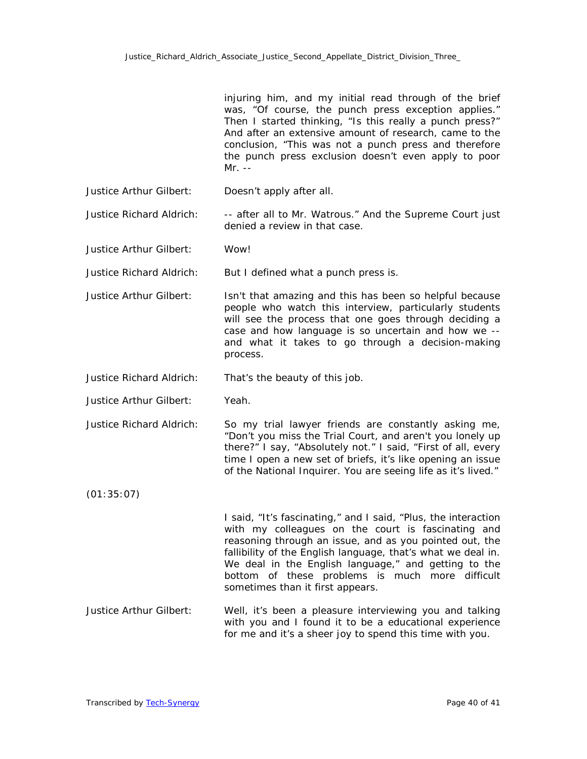injuring him, and my initial read through of the brief was, "Of course, the punch press exception applies." Then I started thinking, "Is this really a punch press?" And after an extensive amount of research, came to the conclusion, "This was not a punch press and therefore the punch press exclusion doesn't even apply to poor Mr. --

Justice Arthur Gilbert: Doesn't apply after all.

Justice Richard Aldrich: -- after all to Mr. Watrous." And the Supreme Court just denied a review in that case.

Justice Arthur Gilbert: Wow!

Justice Richard Aldrich: But I defined what a punch press is.

Justice Arthur Gilbert: Isn't that amazing and this has been so helpful because people who watch this interview, particularly students will see the process that one goes through deciding a case and how language is so uncertain and how we -- and what it takes to go through a decision-making process.

Justice Richard Aldrich: That's the beauty of this job.

Justice Arthur Gilbert: Yeah.

Justice Richard Aldrich: So my trial lawyer friends are constantly asking me, "Don't you miss the Trial Court, and aren't you lonely up there?" I say, "Absolutely not." I said, "First of all, every time I open a new set of briefs, it's like opening an issue of the National Inquirer. You are seeing life as it's lived."

(01:35:07)

I said, "It's fascinating," and I said, "Plus, the interaction with my colleagues on the court is fascinating and reasoning through an issue, and as you pointed out, the fallibility of the English language, that's what we deal in. We deal in the English language," and getting to the bottom of these problems is much more difficult sometimes than it first appears.

Justice Arthur Gilbert: Well, it's been a pleasure interviewing you and talking with you and I found it to be a educational experience for me and it's a sheer joy to spend this time with you.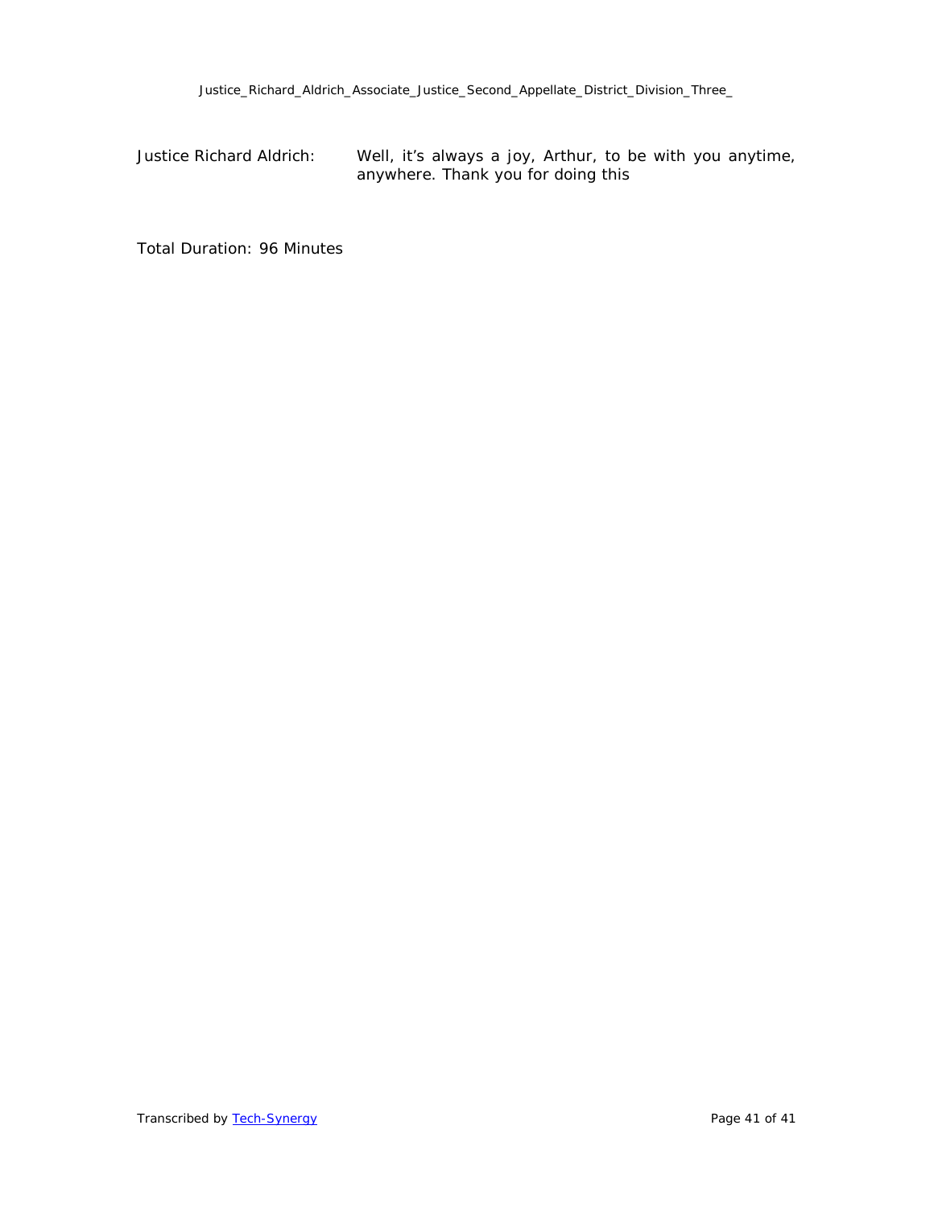Justice Richard Aldrich: Well, it's always a joy, Arthur, to be with you anytime, anywhere. Thank you for doing this

Total Duration: 96 Minutes

Transcribed by [Tech-Synergy]